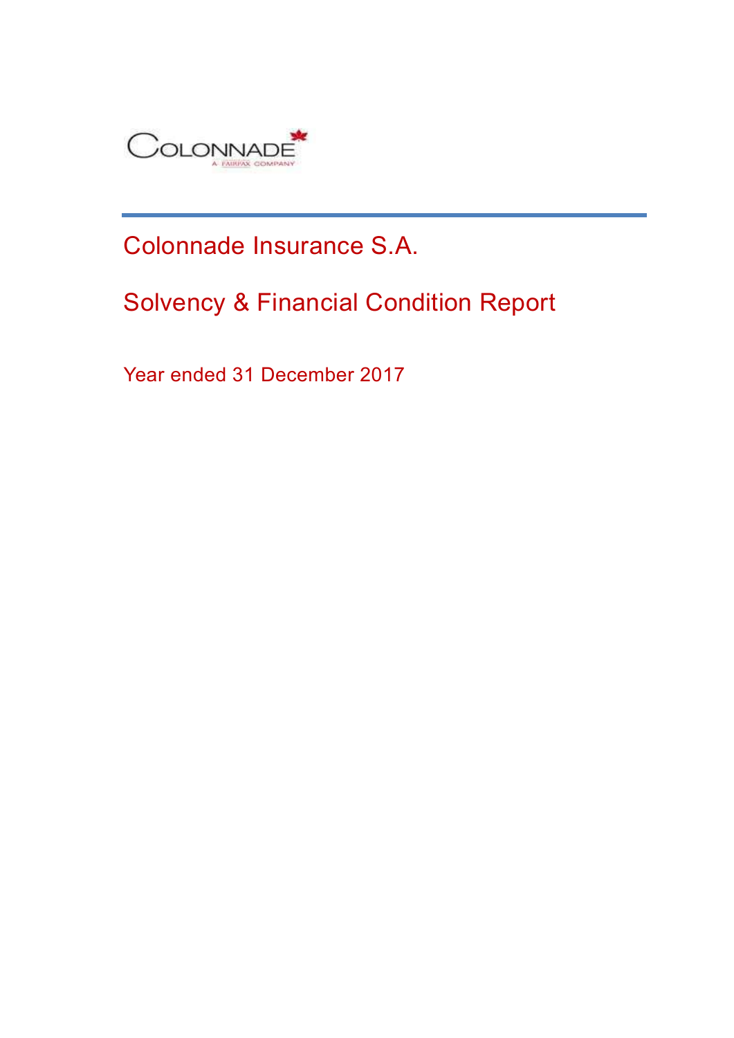COLONNADE
A FAIRFAX COMPANY

# Colonnade Insurance S.A.

## Solvency & Financial Condition Report

Year ended 31 December 2017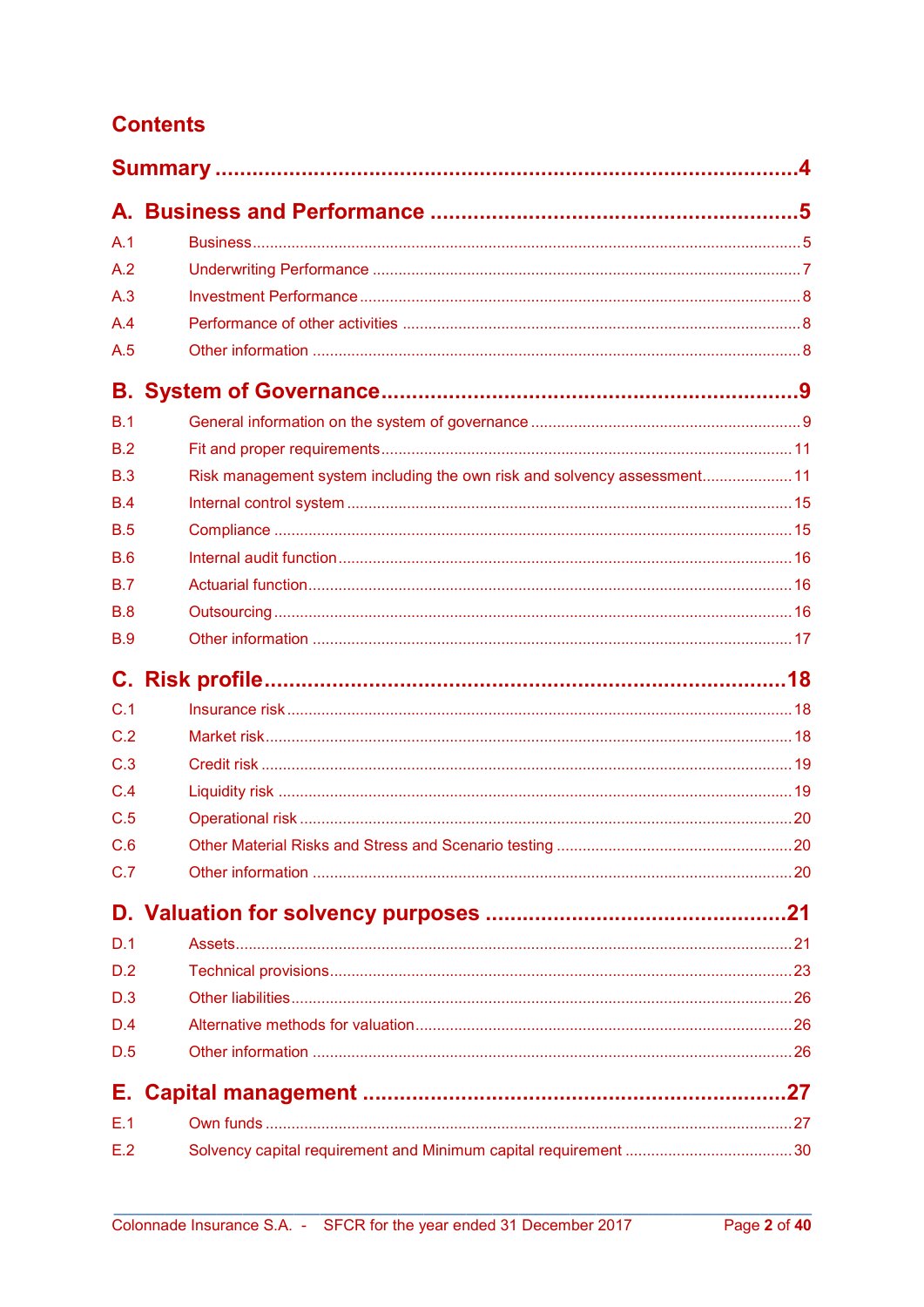# Contents

**Summary** ...................................................................................4

## A. Business and Performance ....................................................5

| | | |
|---|---|---|
| A.1 | Business | 5 |
| A.2 | Underwriting Performance | 7 |
| A.3 | Investment Performance | 8 |
| A.4 | Performance of other activities | 8 |
| A.5 | Other information | 8 |

## B. System of Governance ..........................................................9

| | | |
|---|---|---|
| B.1 | General information on the system of governance | 9 |
| B.2 | Fit and proper requirements | 11 |
| B.3 | Risk management system including the own risk and solvency assessment | 11 |
| B.4 | Internal control system | 15 |
| B.5 | Compliance | 15 |
| B.6 | Internal audit function | 16 |
| B.7 | Actuarial function | 16 |
| B.8 | Outsourcing | 16 |
| B.9 | Other information | 17 |

## C. Risk profile ..........................................................................18

| | | |
|---|---|---|
| C.1 | Insurance risk | 18 |
| C.2 | Market risk | 18 |
| C.3 | Credit risk | 19 |
| C.4 | Liquidity risk | 19 |
| C.5 | Operational risk | 20 |
| C.6 | Other Material Risks and Stress and Scenario testing | 20 |
| C.7 | Other information | 20 |

## D. Valuation for solvency purposes ........................................21

| | | |
|---|---|---|
| D.1 | Assets | 21 |
| D.2 | Technical provisions | 23 |
| D.3 | Other liabilities | 26 |
| D.4 | Alternative methods for valuation | 26 |
| D.5 | Other information | 26 |

## E. Capital management ...........................................................27

| | | |
|---|---|---|
| E.1 | Own funds | 27 |
| E.2 | Solvency capital requirement and Minimum capital requirement | 30 |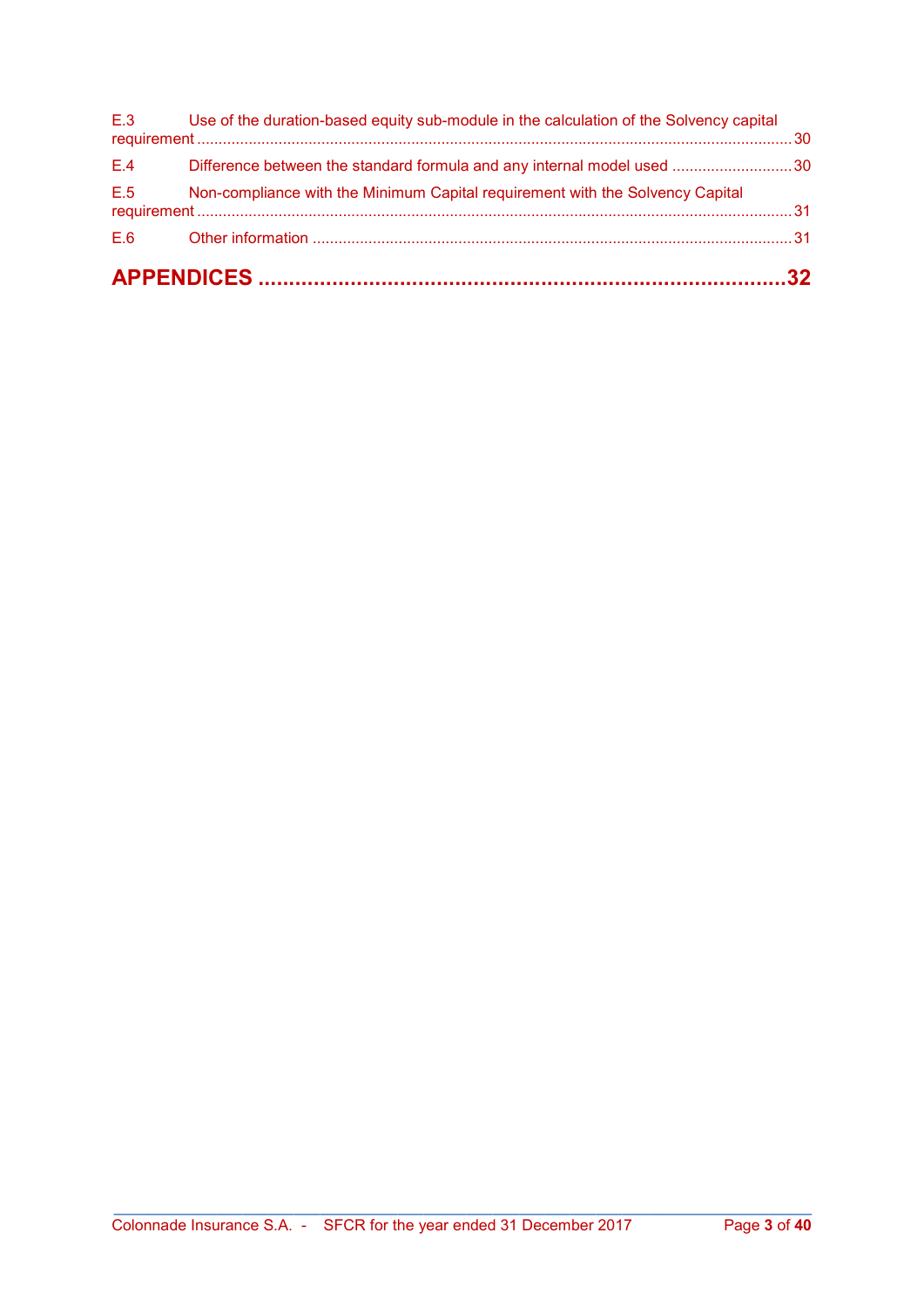E.3 Use of the duration-based equity sub-module in the calculation of the Solvency capital requirement ........ 30

E.4 Difference between the standard formula and any internal model used ........ 30

E.5 Non-compliance with the Minimum Capital requirement with the Solvency Capital requirement ........ 31

E.6 Other information ........ 31

**APPENDICES ........ 32**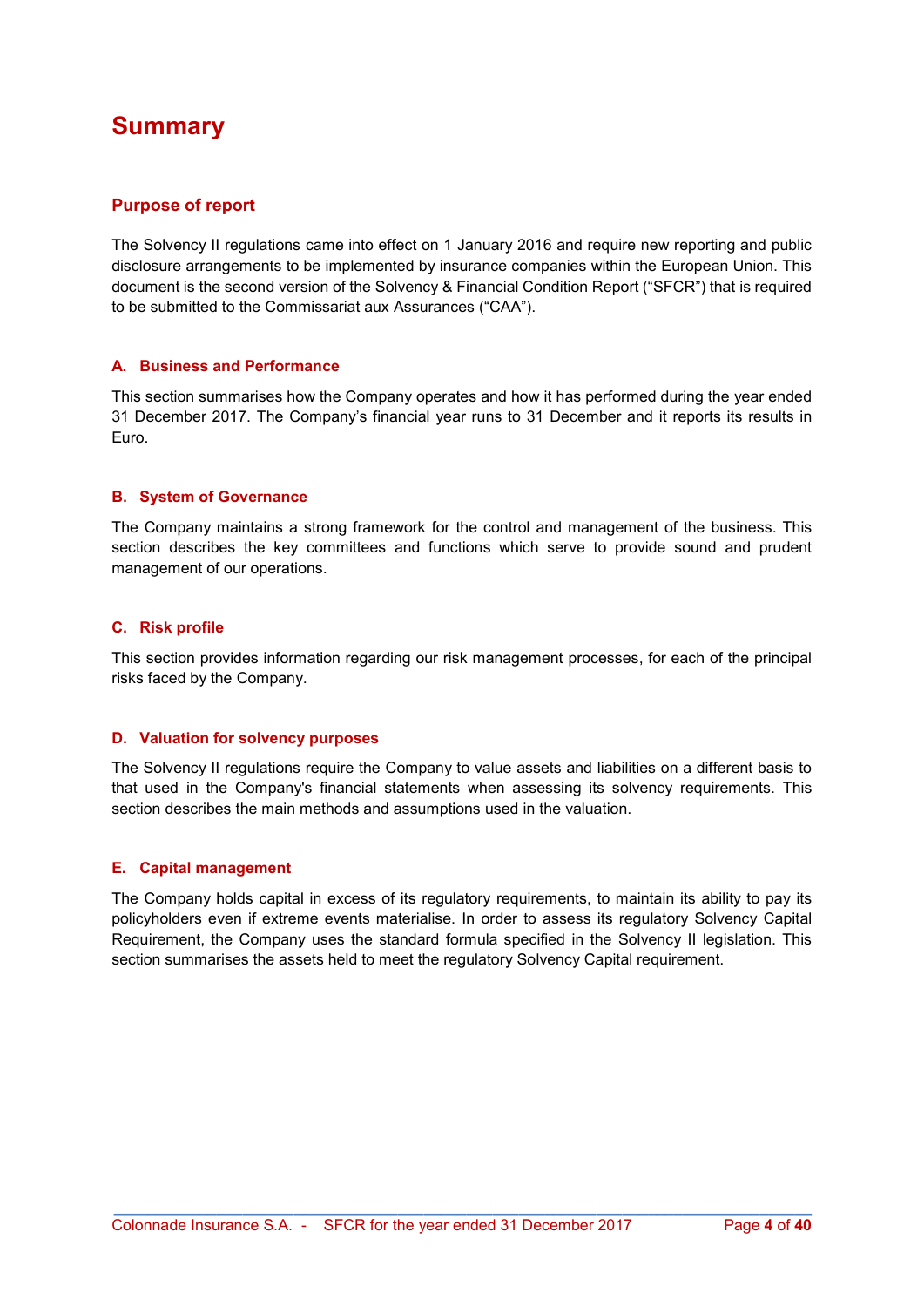# Summary

## Purpose of report

The Solvency II regulations came into effect on 1 January 2016 and require new reporting and public disclosure arrangements to be implemented by insurance companies within the European Union. This document is the second version of the Solvency & Financial Condition Report ("SFCR") that is required to be submitted to the Commissariat aux Assurances ("CAA").

### A. Business and Performance

This section summarises how the Company operates and how it has performed during the year ended 31 December 2017. The Company's financial year runs to 31 December and it reports its results in Euro.

### B. System of Governance

The Company maintains a strong framework for the control and management of the business. This section describes the key committees and functions which serve to provide sound and prudent management of our operations.

### C. Risk profile

This section provides information regarding our risk management processes, for each of the principal risks faced by the Company.

### D. Valuation for solvency purposes

The Solvency II regulations require the Company to value assets and liabilities on a different basis to that used in the Company's financial statements when assessing its solvency requirements. This section describes the main methods and assumptions used in the valuation.

### E. Capital management

The Company holds capital in excess of its regulatory requirements, to maintain its ability to pay its policyholders even if extreme events materialise. In order to assess its regulatory Solvency Capital Requirement, the Company uses the standard formula specified in the Solvency II legislation. This section summarises the assets held to meet the regulatory Solvency Capital requirement.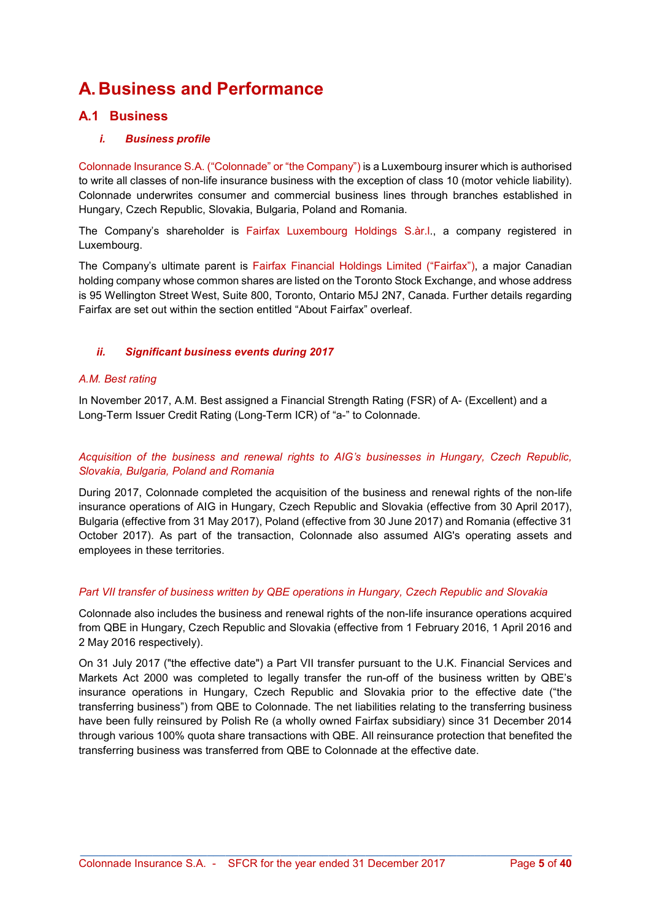# A. Business and Performance

## A.1 Business

### *i. Business profile*

Colonnade Insurance S.A. (“Colonnade” or “the Company”) is a Luxembourg insurer which is authorised to write all classes of non-life insurance business with the exception of class 10 (motor vehicle liability). Colonnade underwrites consumer and commercial business lines through branches established in Hungary, Czech Republic, Slovakia, Bulgaria, Poland and Romania.

The Company’s shareholder is Fairfax Luxembourg Holdings S.àr.l., a company registered in Luxembourg.

The Company’s ultimate parent is Fairfax Financial Holdings Limited (“Fairfax”), a major Canadian holding company whose common shares are listed on the Toronto Stock Exchange, and whose address is 95 Wellington Street West, Suite 800, Toronto, Ontario M5J 2N7, Canada. Further details regarding Fairfax are set out within the section entitled “About Fairfax” overleaf.

### *ii. Significant business events during 2017*

*A.M. Best rating*

In November 2017, A.M. Best assigned a Financial Strength Rating (FSR) of A- (Excellent) and a Long-Term Issuer Credit Rating (Long-Term ICR) of “a-” to Colonnade.

*Acquisition of the business and renewal rights to AIG’s businesses in Hungary, Czech Republic, Slovakia, Bulgaria, Poland and Romania*

During 2017, Colonnade completed the acquisition of the business and renewal rights of the non-life insurance operations of AIG in Hungary, Czech Republic and Slovakia (effective from 30 April 2017), Bulgaria (effective from 31 May 2017), Poland (effective from 30 June 2017) and Romania (effective 31 October 2017). As part of the transaction, Colonnade also assumed AIG's operating assets and employees in these territories.

*Part VII transfer of business written by QBE operations in Hungary, Czech Republic and Slovakia*

Colonnade also includes the business and renewal rights of the non-life insurance operations acquired from QBE in Hungary, Czech Republic and Slovakia (effective from 1 February 2016, 1 April 2016 and 2 May 2016 respectively).

On 31 July 2017 ("the effective date") a Part VII transfer pursuant to the U.K. Financial Services and Markets Act 2000 was completed to legally transfer the run-off of the business written by QBE’s insurance operations in Hungary, Czech Republic and Slovakia prior to the effective date (“the transferring business”) from QBE to Colonnade. The net liabilities relating to the transferring business have been fully reinsured by Polish Re (a wholly owned Fairfax subsidiary) since 31 December 2014 through various 100% quota share transactions with QBE. All reinsurance protection that benefited the transferring business was transferred from QBE to Colonnade at the effective date.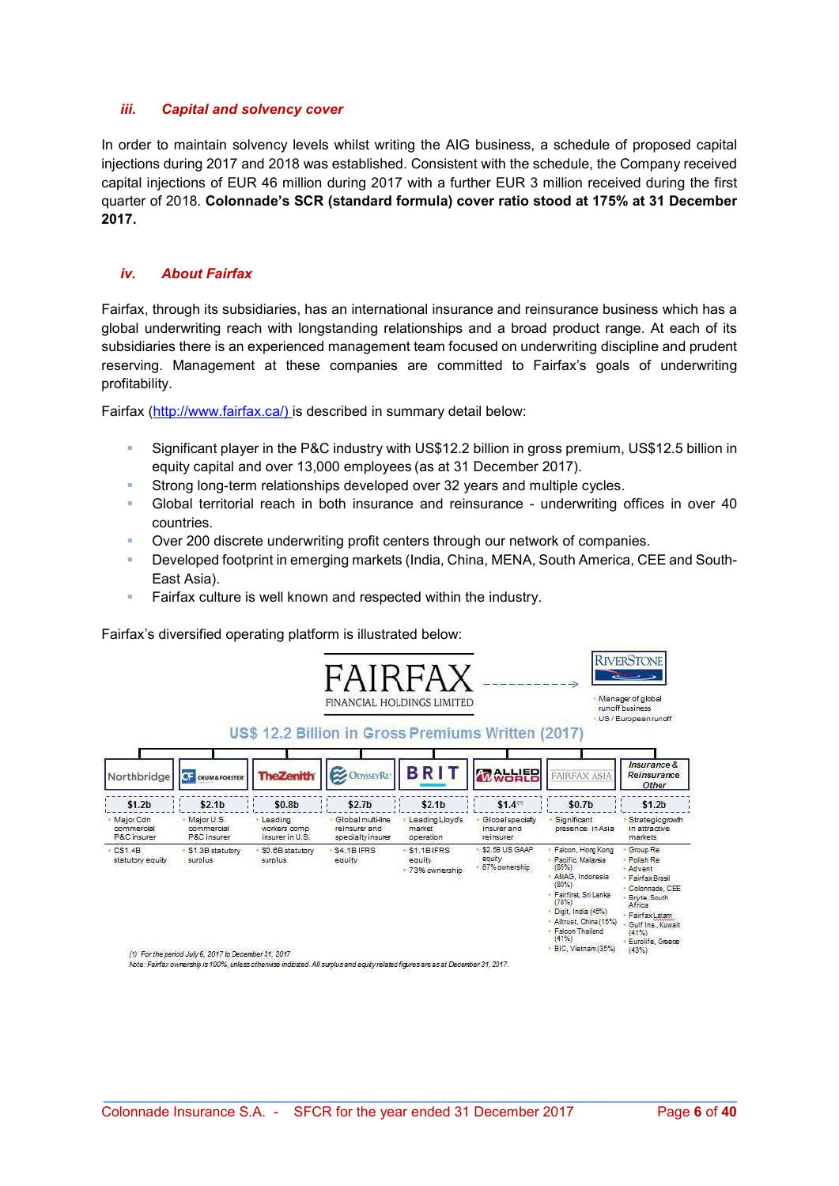### iii. Capital and solvency cover

In order to maintain solvency levels whilst writing the AIG business, a schedule of proposed capital injections during 2017 and 2018 was established. Consistent with the schedule, the Company received capital injections of EUR 46 million during 2017 with a further EUR 3 million received during the first quarter of 2018. **Colonnade's SCR (standard formula) cover ratio stood at 175% at 31 December 2017.**

### iv. About Fairfax

Fairfax, through its subsidiaries, has an international insurance and reinsurance business which has a global underwriting reach with longstanding relationships and a broad product range. At each of its subsidiaries there is an experienced management team focused on underwriting discipline and prudent reserving. Management at these companies are committed to Fairfax's goals of underwriting profitability.

Fairfax (http://www.fairfax.ca/) is described in summary detail below:

- Significant player in the P&C industry with US$12.2 billion in gross premium, US$12.5 billion in equity capital and over 13,000 employees (as at 31 December 2017).
- Strong long-term relationships developed over 32 years and multiple cycles.
- Global territorial reach in both insurance and reinsurance - underwriting offices in over 40 countries.
- Over 200 discrete underwriting profit centers through our network of companies.
- Developed footprint in emerging markets (India, China, MENA, South America, CEE and South-East Asia).
- Fairfax culture is well known and respected within the industry.

Fairfax's diversified operating platform is illustrated below:

**FAIRFAX FINANCIAL HOLDINGS LIMITED** → **RIVERSTONE**
- Manager of global runoff business
- US / European runoff

**US$ 12.2 Billion in Gross Premiums Written (2017)**

| Northbridge | Crum & Forster | TheZenith | OdysseyRe | BRIT | Allied World | Fairfax Asia | Insurance & Reinsurance Other |
|---|---|---|---|---|---|---|---|
| $1.2b | $2.1b | $0.8b | $2.7b | $2.1b | $1.4[1] | $0.7b | $1.2b |
| Major Cdn commercial P&C insurer | Major U.S. commercial P&C insurer | Leading workers comp insurer in U.S. | Global multi-line reinsurer and specialty insurer | Leading Lloyd's market operation | Global specialty insurer and reinsurer | Significant presence in Asia | Strategic growth in attractive markets |
| C$1.4B statutory equity | $1.3B statutory surplus | $0.6B statutory surplus | $4.1B IFRS equity | $1.1B IFRS equity; 73% ownership | $2.5B US GAAP equity; 67% ownership | Falcon, Hong Kong; Pacific, Malaysia (85%); AMAG, Indonesia (80%); Fairfirst, Sri Lanka (78%); Digit, India (45%); Alltrust, China (15%); Falcon Thailand (41%); BIC, Vietnam (35%) | Group Re; Polish Re; Advent; Fairfax Brasil; Colonnade, CEE; Bryte, South Africa; Fairfax Latam; Gulf Ins., Kuwait (41%); Eurolife, Greece (43%) |

(1) For the period July 6, 2017 to December 31, 2017

Note: Fairfax ownership is 100%, unless otherwise indicated. All surplus and equity related figures are as at December 31, 2017.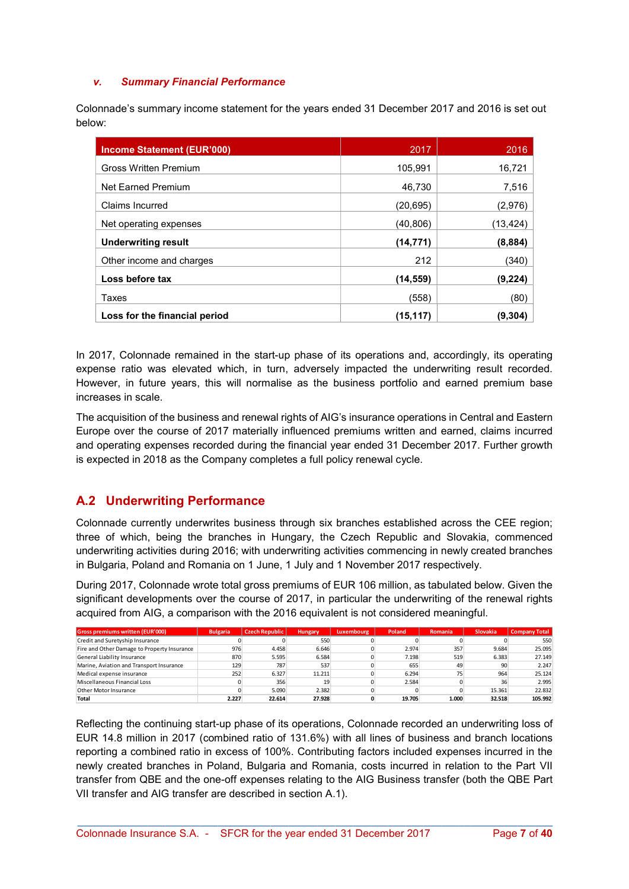### v. *Summary Financial Performance*

Colonnade's summary income statement for the years ended 31 December 2017 and 2016 is set out below:

| Income Statement (EUR'000) | 2017 | 2016 |
|---|---|---|
| Gross Written Premium | 105,991 | 16,721 |
| Net Earned Premium | 46,730 | 7,516 |
| Claims Incurred | (20,695) | (2,976) |
| Net operating expenses | (40,806) | (13,424) |
| **Underwriting result** | **(14,771)** | **(8,884)** |
| Other income and charges | 212 | (340) |
| **Loss before tax** | **(14,559)** | **(9,224)** |
| Taxes | (558) | (80) |
| **Loss for the financial period** | **(15,117)** | **(9,304)** |

In 2017, Colonnade remained in the start-up phase of its operations and, accordingly, its operating expense ratio was elevated which, in turn, adversely impacted the underwriting result recorded. However, in future years, this will normalise as the business portfolio and earned premium base increases in scale.

The acquisition of the business and renewal rights of AIG's insurance operations in Central and Eastern Europe over the course of 2017 materially influenced premiums written and earned, claims incurred and operating expenses recorded during the financial year ended 31 December 2017. Further growth is expected in 2018 as the Company completes a full policy renewal cycle.

## A.2 Underwriting Performance

Colonnade currently underwrites business through six branches established across the CEE region; three of which, being the branches in Hungary, the Czech Republic and Slovakia, commenced underwriting activities during 2016; with underwriting activities commencing in newly created branches in Bulgaria, Poland and Romania on 1 June, 1 July and 1 November 2017 respectively.

During 2017, Colonnade wrote total gross premiums of EUR 106 million, as tabulated below. Given the significant developments over the course of 2017, in particular the underwriting of the renewal rights acquired from AIG, a comparison with the 2016 equivalent is not considered meaningful.

| Gross premiums written (EUR'000) | Bulgaria | Czech Republic | Hungary | Luxembourg | Poland | Romania | Slovakia | Company Total |
|---|---|---|---|---|---|---|---|---|
| Credit and Suretyship Insurance | 0 | 0 | 550 | 0 | 0 | 0 | 0 | 550 |
| Fire and Other Damage to Property Insurance | 976 | 4.458 | 6.646 | 0 | 2.974 | 357 | 9.684 | 25.095 |
| General Liability Insurance | 870 | 5.595 | 6.584 | 0 | 7.198 | 519 | 6.383 | 27.149 |
| Marine, Aviation and Transport Insurance | 129 | 787 | 537 | 0 | 655 | 49 | 90 | 2.247 |
| Medical expense insurance | 252 | 6.327 | 11.211 | 0 | 6.294 | 75 | 964 | 25.124 |
| Miscellaneous Financial Loss | 0 | 356 | 19 | 0 | 2.584 | 0 | 36 | 2.995 |
| Other Motor Insurance | 0 | 5.090 | 2.382 | 0 | 0 | 0 | 15.361 | 22.832 |
| **Total** | **2.227** | **22.614** | **27.928** | **0** | **19.705** | **1.000** | **32.518** | **105.992** |

Reflecting the continuing start-up phase of its operations, Colonnade recorded an underwriting loss of EUR 14.8 million in 2017 (combined ratio of 131.6%) with all lines of business and branch locations reporting a combined ratio in excess of 100%. Contributing factors included expenses incurred in the newly created branches in Poland, Bulgaria and Romania, costs incurred in relation to the Part VII transfer from QBE and the one-off expenses relating to the AIG Business transfer (both the QBE Part VII transfer and AIG transfer are described in section A.1).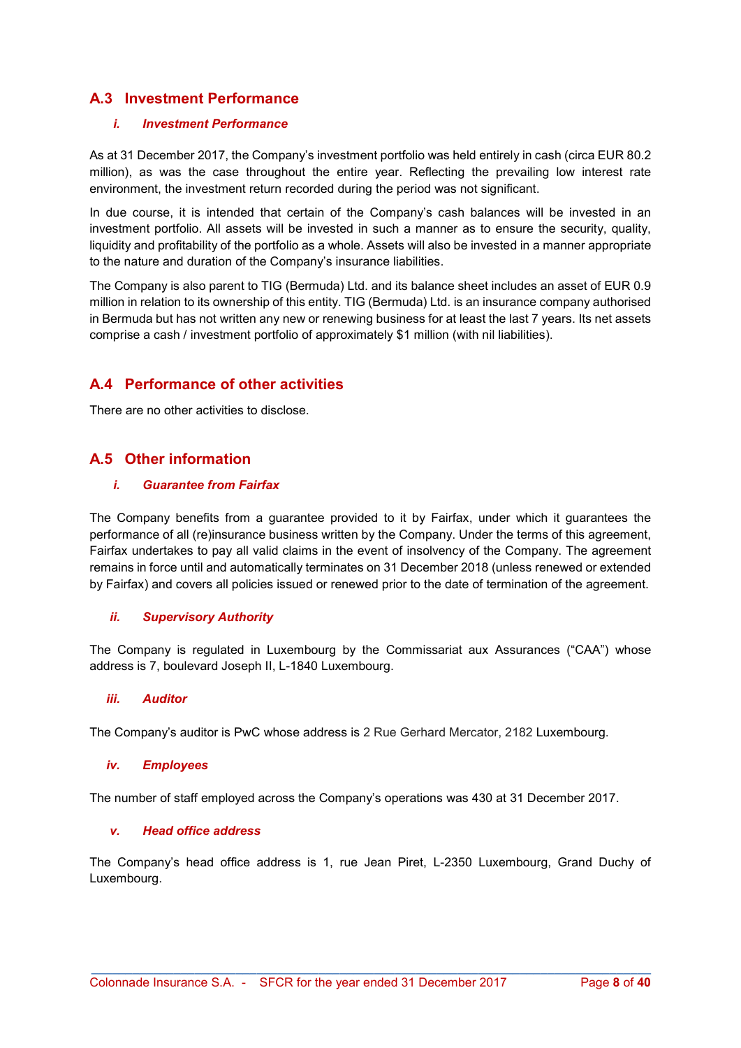## A.3 Investment Performance

### *i. Investment Performance*

As at 31 December 2017, the Company's investment portfolio was held entirely in cash (circa EUR 80.2 million), as was the case throughout the entire year. Reflecting the prevailing low interest rate environment, the investment return recorded during the period was not significant.

In due course, it is intended that certain of the Company's cash balances will be invested in an investment portfolio. All assets will be invested in such a manner as to ensure the security, quality, liquidity and profitability of the portfolio as a whole. Assets will also be invested in a manner appropriate to the nature and duration of the Company's insurance liabilities.

The Company is also parent to TIG (Bermuda) Ltd. and its balance sheet includes an asset of EUR 0.9 million in relation to its ownership of this entity. TIG (Bermuda) Ltd. is an insurance company authorised in Bermuda but has not written any new or renewing business for at least the last 7 years. Its net assets comprise a cash / investment portfolio of approximately $1 million (with nil liabilities).

## A.4 Performance of other activities

There are no other activities to disclose.

## A.5 Other information

### *i. Guarantee from Fairfax*

The Company benefits from a guarantee provided to it by Fairfax, under which it guarantees the performance of all (re)insurance business written by the Company. Under the terms of this agreement, Fairfax undertakes to pay all valid claims in the event of insolvency of the Company. The agreement remains in force until and automatically terminates on 31 December 2018 (unless renewed or extended by Fairfax) and covers all policies issued or renewed prior to the date of termination of the agreement.

### *ii. Supervisory Authority*

The Company is regulated in Luxembourg by the Commissariat aux Assurances ("CAA") whose address is 7, boulevard Joseph II, L-1840 Luxembourg.

### *iii. Auditor*

The Company's auditor is PwC whose address is 2 Rue Gerhard Mercator, 2182 Luxembourg.

### *iv. Employees*

The number of staff employed across the Company's operations was 430 at 31 December 2017.

### *v. Head office address*

The Company's head office address is 1, rue Jean Piret, L-2350 Luxembourg, Grand Duchy of Luxembourg.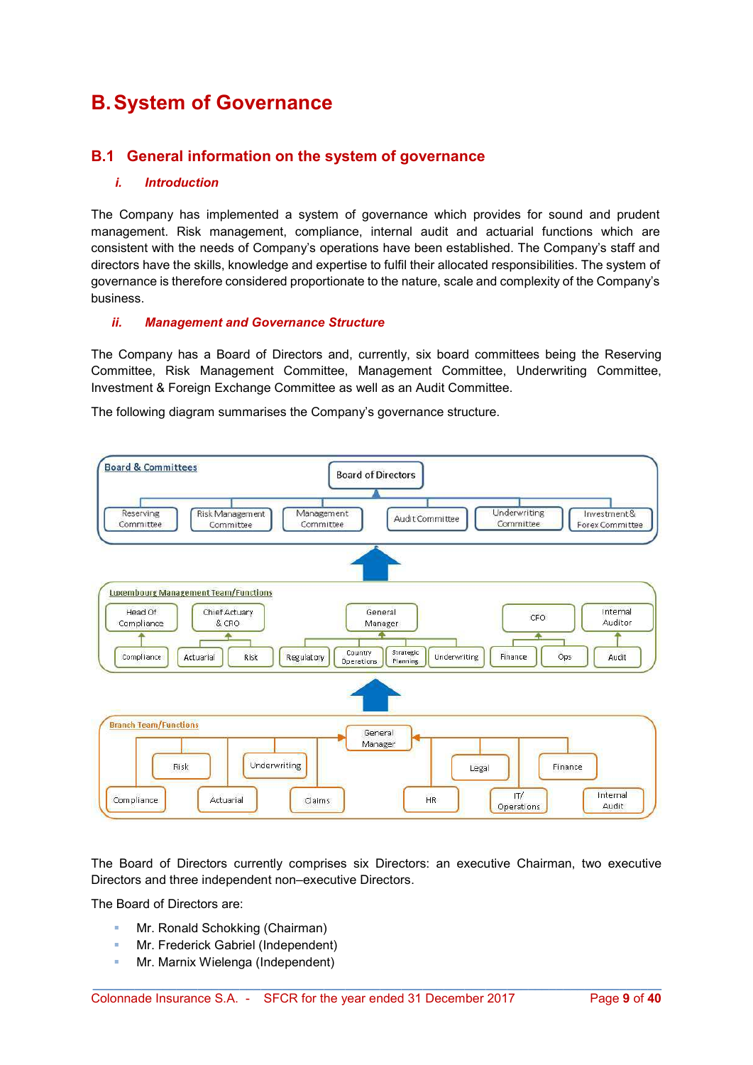# B. System of Governance

## B.1 General information on the system of governance

### *i. Introduction*

The Company has implemented a system of governance which provides for sound and prudent management. Risk management, compliance, internal audit and actuarial functions which are consistent with the needs of Company's operations have been established. The Company's staff and directors have the skills, knowledge and expertise to fulfil their allocated responsibilities. The system of governance is therefore considered proportionate to the nature, scale and complexity of the Company's business.

### *ii. Management and Governance Structure*

The Company has a Board of Directors and, currently, six board committees being the Reserving Committee, Risk Management Committee, Management Committee, Underwriting Committee, Investment & Foreign Exchange Committee as well as an Audit Committee.

The following diagram summarises the Company's governance structure.

**Board & Committees**

- Board of Directors
  - Reserving Committee
  - Risk Management Committee
  - Management Committee
  - Audit Committee
  - Underwriting Committee
  - Investment & Forex Committee

**Luxembourg Management Team/Functions**

- Head Of Compliance
  - Compliance
- Chief Actuary & CRO
  - Actuarial
  - Risk
- General Manager
  - Regulatory
  - Country Operations
  - Strategic Planning
  - Underwriting
- CFO
  - Finance
  - Ops
- Internal Auditor
  - Audit

**Branch Team/Functions**

- General Manager
  - Compliance
  - Risk
  - Actuarial
  - Underwriting
  - Claims
  - HR
  - Legal
  - IT/ Operations
  - Finance
  - Internal Audit

The Board of Directors currently comprises six Directors: an executive Chairman, two executive Directors and three independent non–executive Directors.

The Board of Directors are:

- Mr. Ronald Schokking (Chairman)
- Mr. Frederick Gabriel (Independent)
- Mr. Marnix Wielenga (Independent)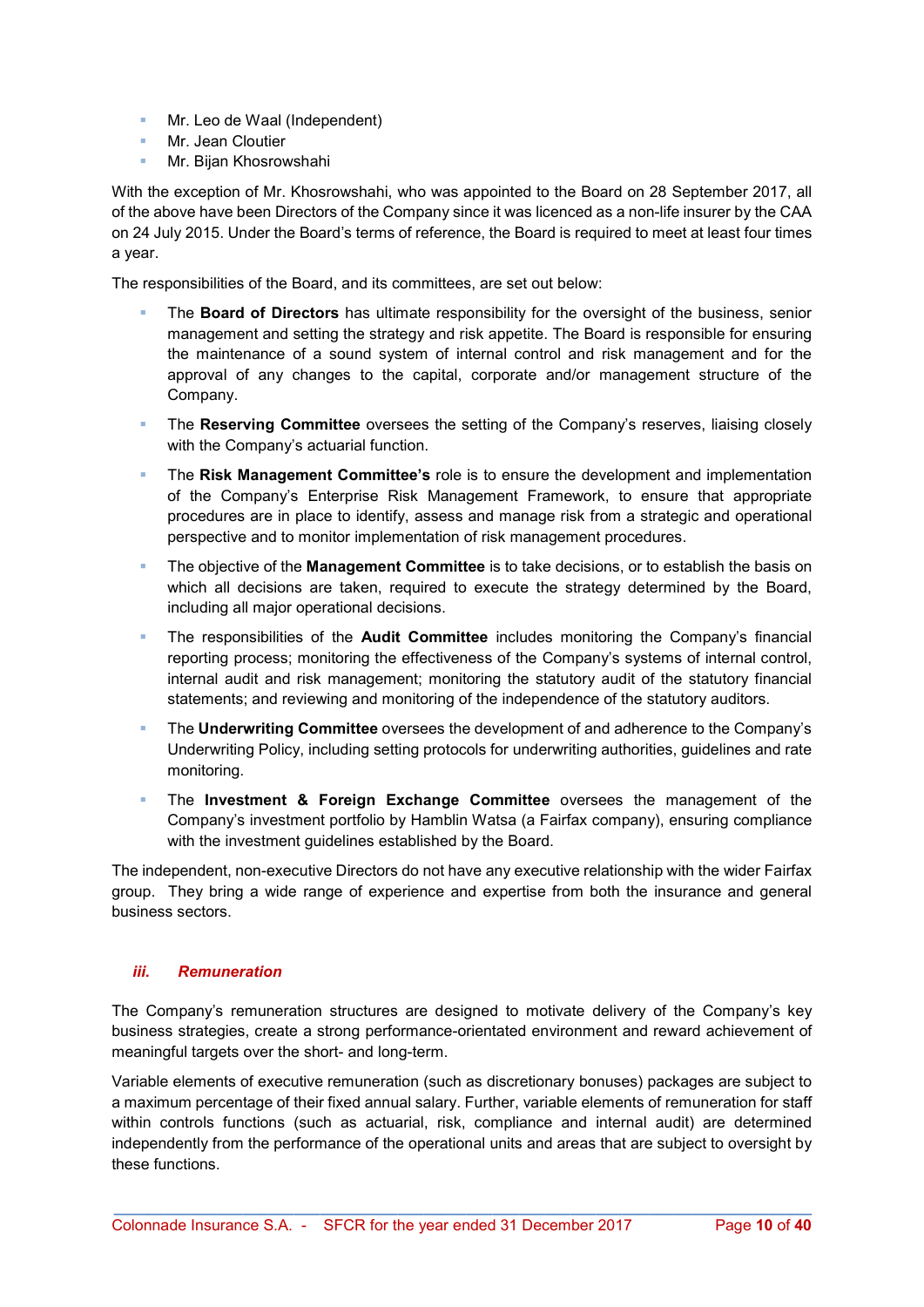- Mr. Leo de Waal (Independent)
- Mr. Jean Cloutier
- Mr. Bijan Khosrowshahi

With the exception of Mr. Khosrowshahi, who was appointed to the Board on 28 September 2017, all of the above have been Directors of the Company since it was licenced as a non-life insurer by the CAA on 24 July 2015. Under the Board's terms of reference, the Board is required to meet at least four times a year.

The responsibilities of the Board, and its committees, are set out below:

- The **Board of Directors** has ultimate responsibility for the oversight of the business, senior management and setting the strategy and risk appetite. The Board is responsible for ensuring the maintenance of a sound system of internal control and risk management and for the approval of any changes to the capital, corporate and/or management structure of the Company.
- The **Reserving Committee** oversees the setting of the Company's reserves, liaising closely with the Company's actuarial function.
- The **Risk Management Committee's** role is to ensure the development and implementation of the Company's Enterprise Risk Management Framework, to ensure that appropriate procedures are in place to identify, assess and manage risk from a strategic and operational perspective and to monitor implementation of risk management procedures.
- The objective of the **Management Committee** is to take decisions, or to establish the basis on which all decisions are taken, required to execute the strategy determined by the Board, including all major operational decisions.
- The responsibilities of the **Audit Committee** includes monitoring the Company's financial reporting process; monitoring the effectiveness of the Company's systems of internal control, internal audit and risk management; monitoring the statutory audit of the statutory financial statements; and reviewing and monitoring of the independence of the statutory auditors.
- The **Underwriting Committee** oversees the development of and adherence to the Company's Underwriting Policy, including setting protocols for underwriting authorities, guidelines and rate monitoring.
- The **Investment & Foreign Exchange Committee** oversees the management of the Company's investment portfolio by Hamblin Watsa (a Fairfax company), ensuring compliance with the investment guidelines established by the Board.

The independent, non-executive Directors do not have any executive relationship with the wider Fairfax group. They bring a wide range of experience and expertise from both the insurance and general business sectors.

### *iii. Remuneration*

The Company's remuneration structures are designed to motivate delivery of the Company's key business strategies, create a strong performance-orientated environment and reward achievement of meaningful targets over the short- and long-term.

Variable elements of executive remuneration (such as discretionary bonuses) packages are subject to a maximum percentage of their fixed annual salary. Further, variable elements of remuneration for staff within controls functions (such as actuarial, risk, compliance and internal audit) are determined independently from the performance of the operational units and areas that are subject to oversight by these functions.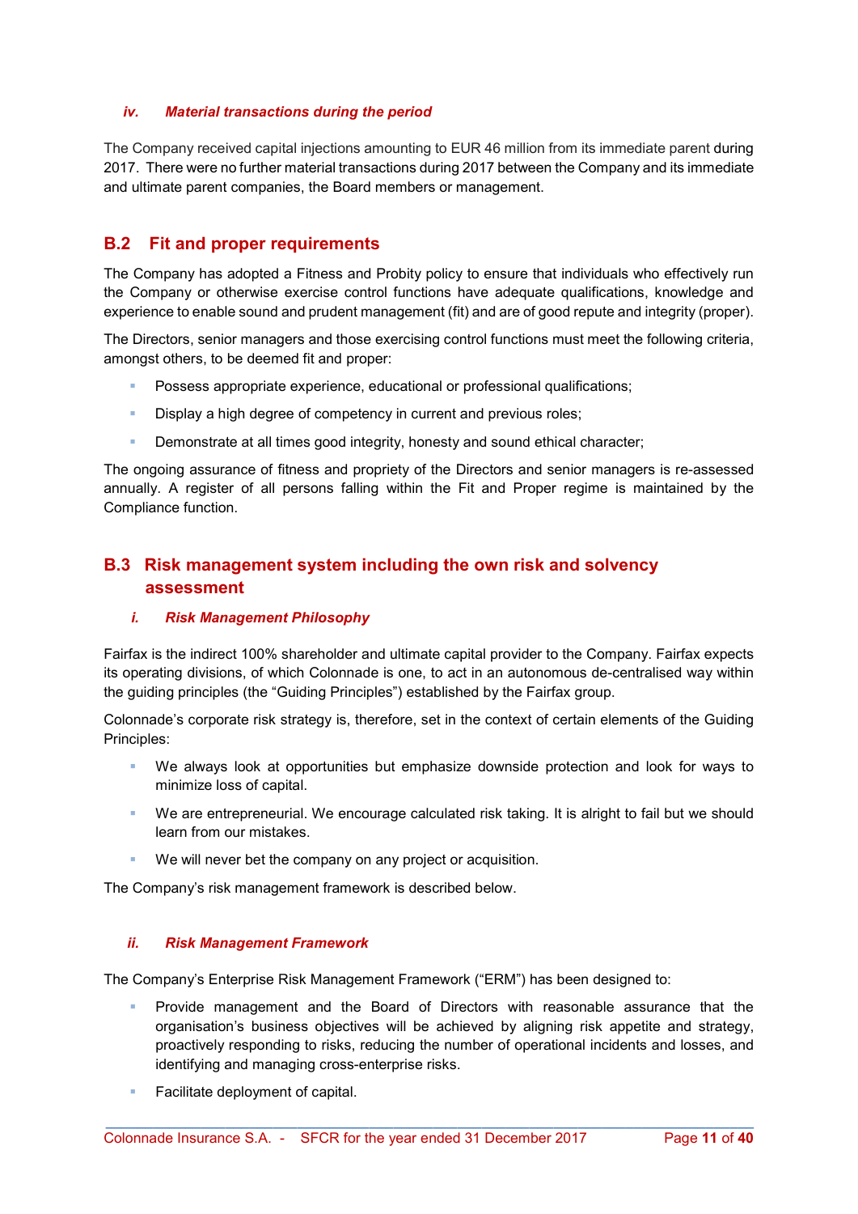#### *iv. Material transactions during the period*

The Company received capital injections amounting to EUR 46 million from its immediate parent during 2017. There were no further material transactions during 2017 between the Company and its immediate and ultimate parent companies, the Board members or management.

## B.2 Fit and proper requirements

The Company has adopted a Fitness and Probity policy to ensure that individuals who effectively run the Company or otherwise exercise control functions have adequate qualifications, knowledge and experience to enable sound and prudent management (fit) and are of good repute and integrity (proper).

The Directors, senior managers and those exercising control functions must meet the following criteria, amongst others, to be deemed fit and proper:

- Possess appropriate experience, educational or professional qualifications;
- Display a high degree of competency in current and previous roles;
- Demonstrate at all times good integrity, honesty and sound ethical character;

The ongoing assurance of fitness and propriety of the Directors and senior managers is re-assessed annually. A register of all persons falling within the Fit and Proper regime is maintained by the Compliance function.

## B.3 Risk management system including the own risk and solvency assessment

#### *i. Risk Management Philosophy*

Fairfax is the indirect 100% shareholder and ultimate capital provider to the Company. Fairfax expects its operating divisions, of which Colonnade is one, to act in an autonomous de-centralised way within the guiding principles (the "Guiding Principles") established by the Fairfax group.

Colonnade's corporate risk strategy is, therefore, set in the context of certain elements of the Guiding Principles:

- We always look at opportunities but emphasize downside protection and look for ways to minimize loss of capital.
- We are entrepreneurial. We encourage calculated risk taking. It is alright to fail but we should learn from our mistakes.
- We will never bet the company on any project or acquisition.

The Company's risk management framework is described below.

#### *ii. Risk Management Framework*

The Company's Enterprise Risk Management Framework ("ERM") has been designed to:

- Provide management and the Board of Directors with reasonable assurance that the organisation's business objectives will be achieved by aligning risk appetite and strategy, proactively responding to risks, reducing the number of operational incidents and losses, and identifying and managing cross-enterprise risks.
- Facilitate deployment of capital.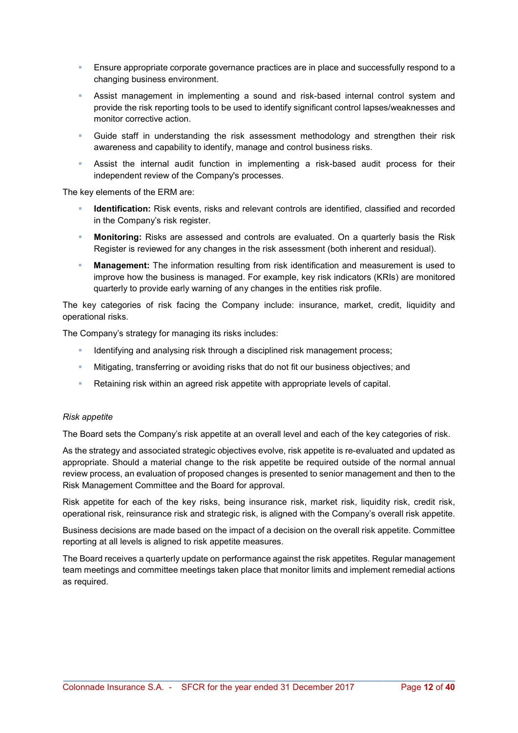- Ensure appropriate corporate governance practices are in place and successfully respond to a changing business environment.
- Assist management in implementing a sound and risk-based internal control system and provide the risk reporting tools to be used to identify significant control lapses/weaknesses and monitor corrective action.
- Guide staff in understanding the risk assessment methodology and strengthen their risk awareness and capability to identify, manage and control business risks.
- Assist the internal audit function in implementing a risk-based audit process for their independent review of the Company's processes.

The key elements of the ERM are:

- **Identification:** Risk events, risks and relevant controls are identified, classified and recorded in the Company's risk register.
- **Monitoring:** Risks are assessed and controls are evaluated. On a quarterly basis the Risk Register is reviewed for any changes in the risk assessment (both inherent and residual).
- **Management:** The information resulting from risk identification and measurement is used to improve how the business is managed. For example, key risk indicators (KRIs) are monitored quarterly to provide early warning of any changes in the entities risk profile.

The key categories of risk facing the Company include: insurance, market, credit, liquidity and operational risks.

The Company's strategy for managing its risks includes:

- Identifying and analysing risk through a disciplined risk management process;
- Mitigating, transferring or avoiding risks that do not fit our business objectives; and
- Retaining risk within an agreed risk appetite with appropriate levels of capital.

*Risk appetite*

The Board sets the Company's risk appetite at an overall level and each of the key categories of risk.

As the strategy and associated strategic objectives evolve, risk appetite is re-evaluated and updated as appropriate. Should a material change to the risk appetite be required outside of the normal annual review process, an evaluation of proposed changes is presented to senior management and then to the Risk Management Committee and the Board for approval.

Risk appetite for each of the key risks, being insurance risk, market risk, liquidity risk, credit risk, operational risk, reinsurance risk and strategic risk, is aligned with the Company's overall risk appetite.

Business decisions are made based on the impact of a decision on the overall risk appetite. Committee reporting at all levels is aligned to risk appetite measures.

The Board receives a quarterly update on performance against the risk appetites. Regular management team meetings and committee meetings taken place that monitor limits and implement remedial actions as required.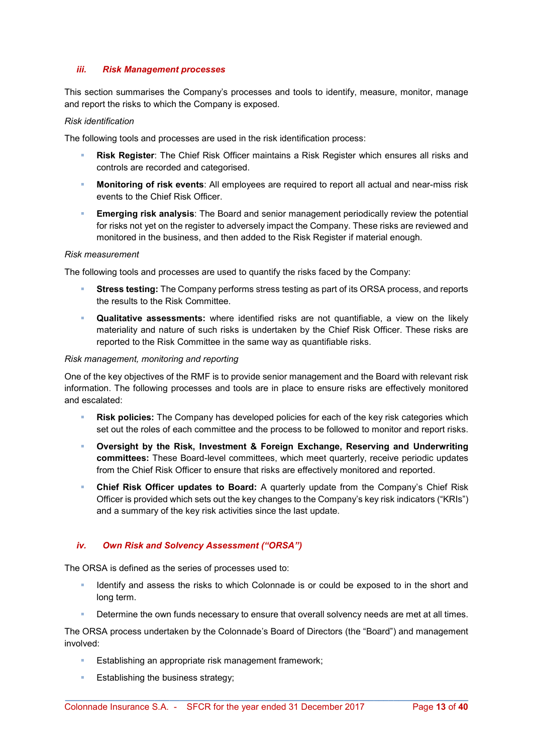### *iii. Risk Management processes*

This section summarises the Company's processes and tools to identify, measure, monitor, manage and report the risks to which the Company is exposed.

*Risk identification*

The following tools and processes are used in the risk identification process:

- **Risk Register**: The Chief Risk Officer maintains a Risk Register which ensures all risks and controls are recorded and categorised.
- **Monitoring of risk events**: All employees are required to report all actual and near-miss risk events to the Chief Risk Officer.
- **Emerging risk analysis**: The Board and senior management periodically review the potential for risks not yet on the register to adversely impact the Company. These risks are reviewed and monitored in the business, and then added to the Risk Register if material enough.

*Risk measurement*

The following tools and processes are used to quantify the risks faced by the Company:

- **Stress testing:** The Company performs stress testing as part of its ORSA process, and reports the results to the Risk Committee.
- **Qualitative assessments:** where identified risks are not quantifiable, a view on the likely materiality and nature of such risks is undertaken by the Chief Risk Officer. These risks are reported to the Risk Committee in the same way as quantifiable risks.

*Risk management, monitoring and reporting*

One of the key objectives of the RMF is to provide senior management and the Board with relevant risk information. The following processes and tools are in place to ensure risks are effectively monitored and escalated:

- **Risk policies:** The Company has developed policies for each of the key risk categories which set out the roles of each committee and the process to be followed to monitor and report risks.
- **Oversight by the Risk, Investment & Foreign Exchange, Reserving and Underwriting committees:** These Board-level committees, which meet quarterly, receive periodic updates from the Chief Risk Officer to ensure that risks are effectively monitored and reported.
- **Chief Risk Officer updates to Board:** A quarterly update from the Company's Chief Risk Officer is provided which sets out the key changes to the Company's key risk indicators ("KRIs") and a summary of the key risk activities since the last update.

### *iv. Own Risk and Solvency Assessment ("ORSA")*

The ORSA is defined as the series of processes used to:

- Identify and assess the risks to which Colonnade is or could be exposed to in the short and long term.
- Determine the own funds necessary to ensure that overall solvency needs are met at all times.

The ORSA process undertaken by the Colonnade's Board of Directors (the "Board") and management involved:

- Establishing an appropriate risk management framework;
- Establishing the business strategy;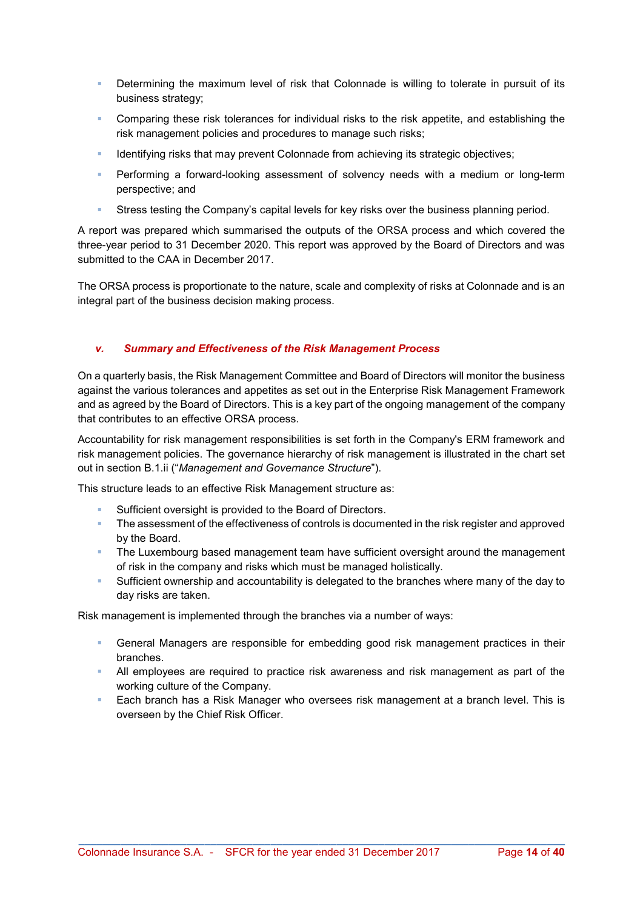- Determining the maximum level of risk that Colonnade is willing to tolerate in pursuit of its business strategy;
- Comparing these risk tolerances for individual risks to the risk appetite, and establishing the risk management policies and procedures to manage such risks;
- Identifying risks that may prevent Colonnade from achieving its strategic objectives;
- Performing a forward-looking assessment of solvency needs with a medium or long-term perspective; and
- Stress testing the Company's capital levels for key risks over the business planning period.

A report was prepared which summarised the outputs of the ORSA process and which covered the three-year period to 31 December 2020. This report was approved by the Board of Directors and was submitted to the CAA in December 2017.

The ORSA process is proportionate to the nature, scale and complexity of risks at Colonnade and is an integral part of the business decision making process.

### *v. Summary and Effectiveness of the Risk Management Process*

On a quarterly basis, the Risk Management Committee and Board of Directors will monitor the business against the various tolerances and appetites as set out in the Enterprise Risk Management Framework and as agreed by the Board of Directors. This is a key part of the ongoing management of the company that contributes to an effective ORSA process.

Accountability for risk management responsibilities is set forth in the Company's ERM framework and risk management policies. The governance hierarchy of risk management is illustrated in the chart set out in section B.1.ii ("*Management and Governance Structure*").

This structure leads to an effective Risk Management structure as:

- Sufficient oversight is provided to the Board of Directors.
- The assessment of the effectiveness of controls is documented in the risk register and approved by the Board.
- The Luxembourg based management team have sufficient oversight around the management of risk in the company and risks which must be managed holistically.
- Sufficient ownership and accountability is delegated to the branches where many of the day to day risks are taken.

Risk management is implemented through the branches via a number of ways:

- General Managers are responsible for embedding good risk management practices in their branches.
- All employees are required to practice risk awareness and risk management as part of the working culture of the Company.
- Each branch has a Risk Manager who oversees risk management at a branch level. This is overseen by the Chief Risk Officer.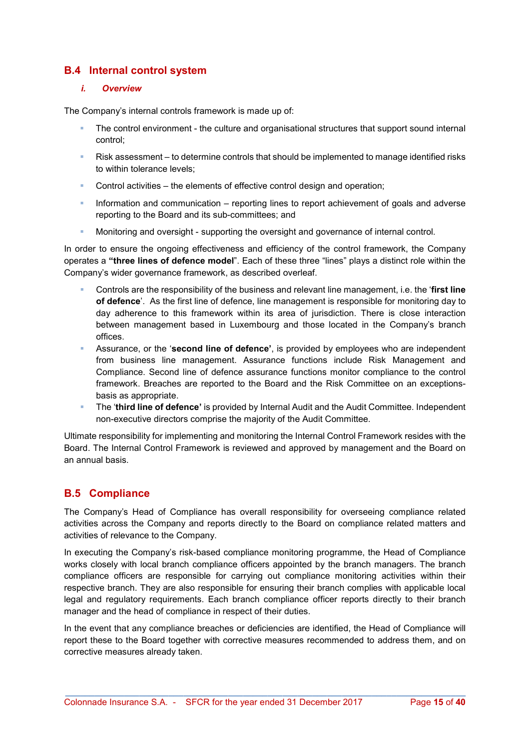## B.4 Internal control system

### *i. Overview*

The Company's internal controls framework is made up of:

- The control environment - the culture and organisational structures that support sound internal control;
- Risk assessment – to determine controls that should be implemented to manage identified risks to within tolerance levels;
- Control activities – the elements of effective control design and operation;
- Information and communication – reporting lines to report achievement of goals and adverse reporting to the Board and its sub-committees; and
- Monitoring and oversight - supporting the oversight and governance of internal control.

In order to ensure the ongoing effectiveness and efficiency of the control framework, the Company operates a **"three lines of defence model"**. Each of these three "lines" plays a distinct role within the Company's wider governance framework, as described overleaf.

- Controls are the responsibility of the business and relevant line management, i.e. the '**first line of defence**'. As the first line of defence, line management is responsible for monitoring day to day adherence to this framework within its area of jurisdiction. There is close interaction between management based in Luxembourg and those located in the Company's branch offices.
- Assurance, or the '**second line of defence'**, is provided by employees who are independent from business line management. Assurance functions include Risk Management and Compliance. Second line of defence assurance functions monitor compliance to the control framework. Breaches are reported to the Board and the Risk Committee on an exceptions-basis as appropriate.
- The '**third line of defence'** is provided by Internal Audit and the Audit Committee. Independent non-executive directors comprise the majority of the Audit Committee.

Ultimate responsibility for implementing and monitoring the Internal Control Framework resides with the Board. The Internal Control Framework is reviewed and approved by management and the Board on an annual basis.

## B.5 Compliance

The Company's Head of Compliance has overall responsibility for overseeing compliance related activities across the Company and reports directly to the Board on compliance related matters and activities of relevance to the Company.

In executing the Company's risk-based compliance monitoring programme, the Head of Compliance works closely with local branch compliance officers appointed by the branch managers. The branch compliance officers are responsible for carrying out compliance monitoring activities within their respective branch. They are also responsible for ensuring their branch complies with applicable local legal and regulatory requirements. Each branch compliance officer reports directly to their branch manager and the head of compliance in respect of their duties.

In the event that any compliance breaches or deficiencies are identified, the Head of Compliance will report these to the Board together with corrective measures recommended to address them, and on corrective measures already taken.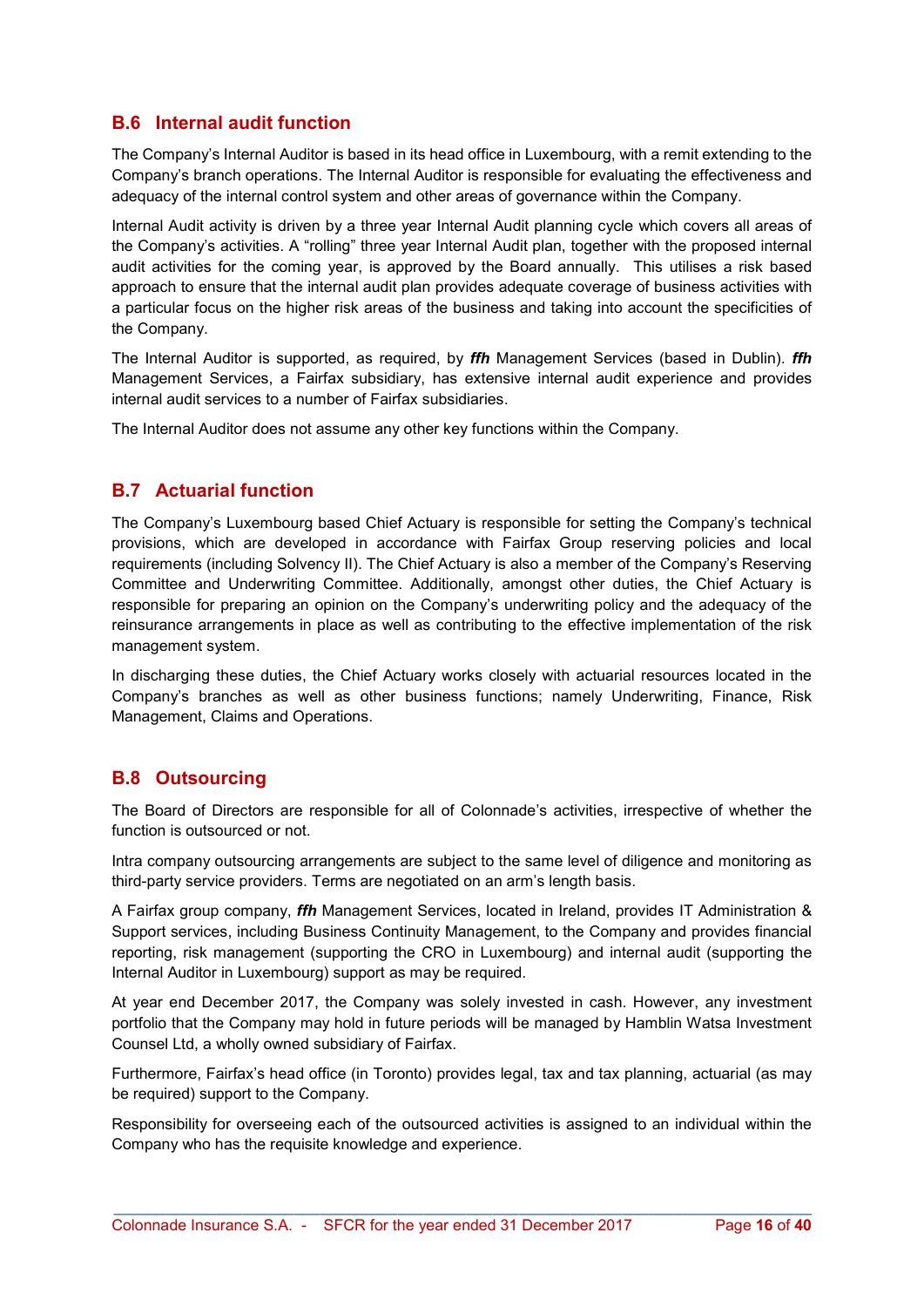## B.6 Internal audit function

The Company's Internal Auditor is based in its head office in Luxembourg, with a remit extending to the Company's branch operations. The Internal Auditor is responsible for evaluating the effectiveness and adequacy of the internal control system and other areas of governance within the Company.

Internal Audit activity is driven by a three year Internal Audit planning cycle which covers all areas of the Company's activities. A "rolling" three year Internal Audit plan, together with the proposed internal audit activities for the coming year, is approved by the Board annually. This utilises a risk based approach to ensure that the internal audit plan provides adequate coverage of business activities with a particular focus on the higher risk areas of the business and taking into account the specificities of the Company.

The Internal Auditor is supported, as required, by ***ffh*** Management Services (based in Dublin). ***ffh*** Management Services, a Fairfax subsidiary, has extensive internal audit experience and provides internal audit services to a number of Fairfax subsidiaries.

The Internal Auditor does not assume any other key functions within the Company.

## B.7 Actuarial function

The Company's Luxembourg based Chief Actuary is responsible for setting the Company's technical provisions, which are developed in accordance with Fairfax Group reserving policies and local requirements (including Solvency II). The Chief Actuary is also a member of the Company's Reserving Committee and Underwriting Committee. Additionally, amongst other duties, the Chief Actuary is responsible for preparing an opinion on the Company's underwriting policy and the adequacy of the reinsurance arrangements in place as well as contributing to the effective implementation of the risk management system.

In discharging these duties, the Chief Actuary works closely with actuarial resources located in the Company's branches as well as other business functions; namely Underwriting, Finance, Risk Management, Claims and Operations.

## B.8 Outsourcing

The Board of Directors are responsible for all of Colonnade's activities, irrespective of whether the function is outsourced or not.

Intra company outsourcing arrangements are subject to the same level of diligence and monitoring as third-party service providers. Terms are negotiated on an arm's length basis.

A Fairfax group company, ***ffh*** Management Services, located in Ireland, provides IT Administration & Support services, including Business Continuity Management, to the Company and provides financial reporting, risk management (supporting the CRO in Luxembourg) and internal audit (supporting the Internal Auditor in Luxembourg) support as may be required.

At year end December 2017, the Company was solely invested in cash. However, any investment portfolio that the Company may hold in future periods will be managed by Hamblin Watsa Investment Counsel Ltd, a wholly owned subsidiary of Fairfax.

Furthermore, Fairfax's head office (in Toronto) provides legal, tax and tax planning, actuarial (as may be required) support to the Company.

Responsibility for overseeing each of the outsourced activities is assigned to an individual within the Company who has the requisite knowledge and experience.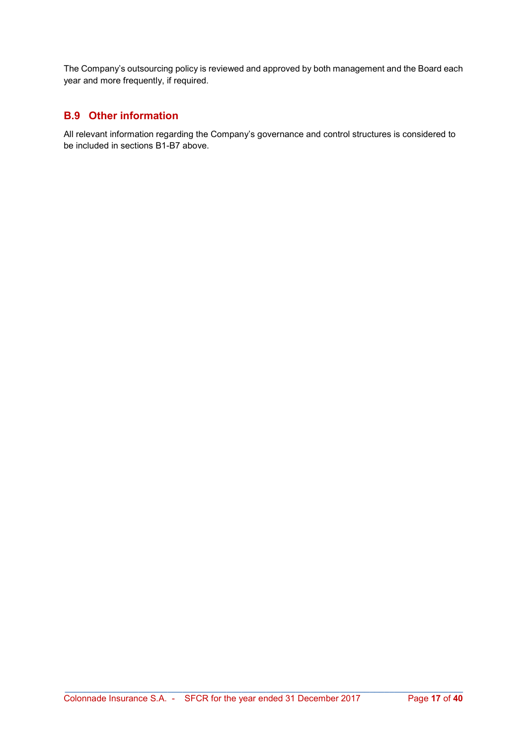The Company's outsourcing policy is reviewed and approved by both management and the Board each year and more frequently, if required.

## B.9 Other information

All relevant information regarding the Company's governance and control structures is considered to be included in sections B1-B7 above.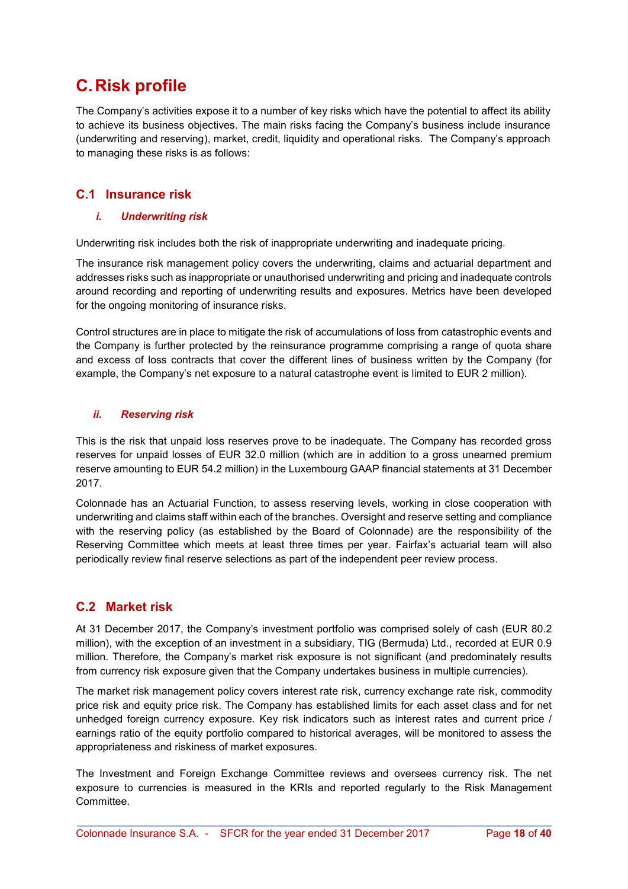# C. Risk profile

The Company's activities expose it to a number of key risks which have the potential to affect its ability to achieve its business objectives. The main risks facing the Company's business include insurance (underwriting and reserving), market, credit, liquidity and operational risks. The Company's approach to managing these risks is as follows:

## C.1 Insurance risk

### *i. Underwriting risk*

Underwriting risk includes both the risk of inappropriate underwriting and inadequate pricing.

The insurance risk management policy covers the underwriting, claims and actuarial department and addresses risks such as inappropriate or unauthorised underwriting and pricing and inadequate controls around recording and reporting of underwriting results and exposures. Metrics have been developed for the ongoing monitoring of insurance risks.

Control structures are in place to mitigate the risk of accumulations of loss from catastrophic events and the Company is further protected by the reinsurance programme comprising a range of quota share and excess of loss contracts that cover the different lines of business written by the Company (for example, the Company's net exposure to a natural catastrophe event is limited to EUR 2 million).

### *ii. Reserving risk*

This is the risk that unpaid loss reserves prove to be inadequate. The Company has recorded gross reserves for unpaid losses of EUR 32.0 million (which are in addition to a gross unearned premium reserve amounting to EUR 54.2 million) in the Luxembourg GAAP financial statements at 31 December 2017.

Colonnade has an Actuarial Function, to assess reserving levels, working in close cooperation with underwriting and claims staff within each of the branches. Oversight and reserve setting and compliance with the reserving policy (as established by the Board of Colonnade) are the responsibility of the Reserving Committee which meets at least three times per year. Fairfax's actuarial team will also periodically review final reserve selections as part of the independent peer review process.

## C.2 Market risk

At 31 December 2017, the Company's investment portfolio was comprised solely of cash (EUR 80.2 million), with the exception of an investment in a subsidiary, TIG (Bermuda) Ltd., recorded at EUR 0.9 million. Therefore, the Company's market risk exposure is not significant (and predominately results from currency risk exposure given that the Company undertakes business in multiple currencies).

The market risk management policy covers interest rate risk, currency exchange rate risk, commodity price risk and equity price risk. The Company has established limits for each asset class and for net unhedged foreign currency exposure. Key risk indicators such as interest rates and current price / earnings ratio of the equity portfolio compared to historical averages, will be monitored to assess the appropriateness and riskiness of market exposures.

The Investment and Foreign Exchange Committee reviews and oversees currency risk. The net exposure to currencies is measured in the KRIs and reported regularly to the Risk Management Committee.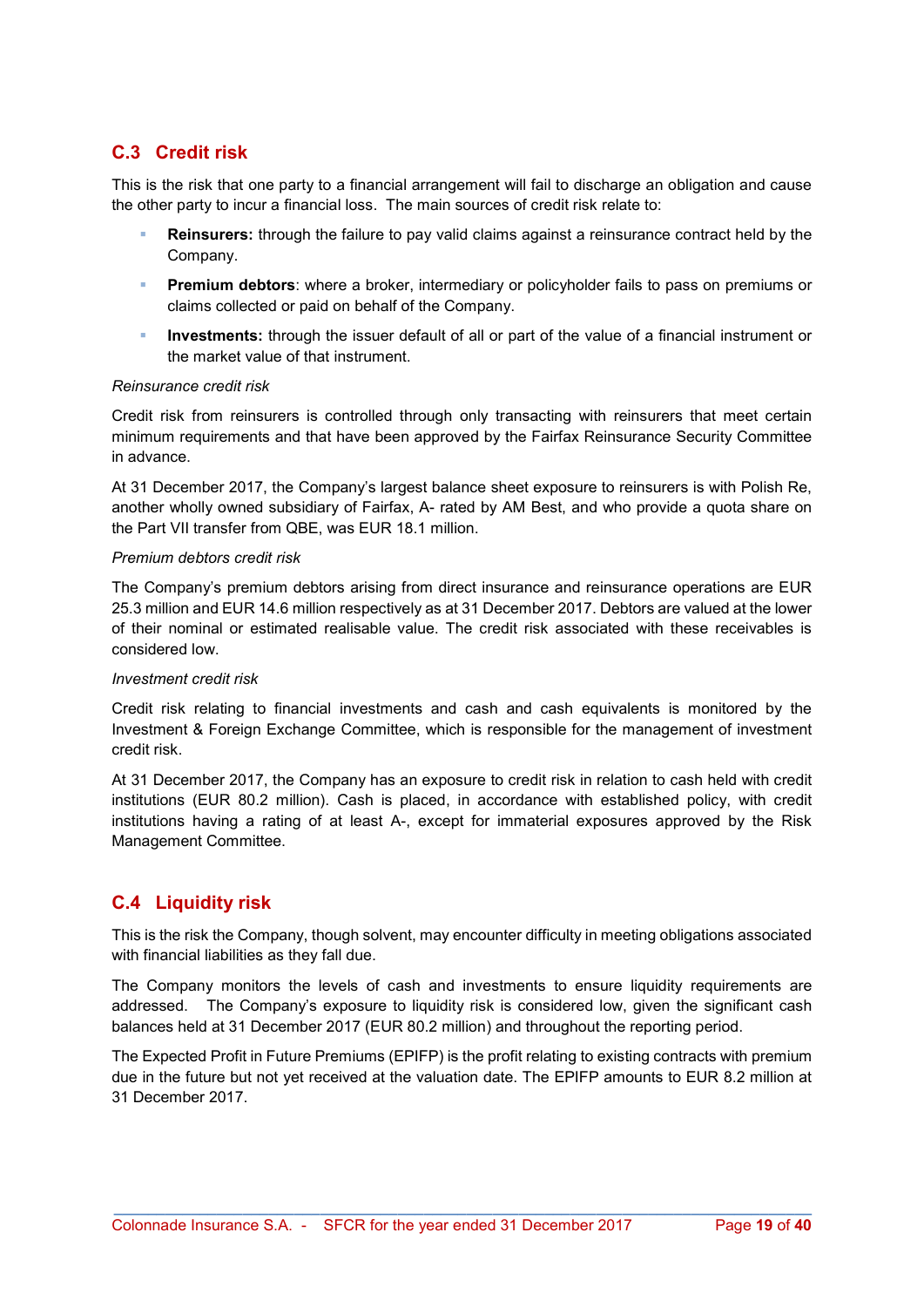## C.3 Credit risk

This is the risk that one party to a financial arrangement will fail to discharge an obligation and cause the other party to incur a financial loss. The main sources of credit risk relate to:

- **Reinsurers:** through the failure to pay valid claims against a reinsurance contract held by the Company.
- **Premium debtors**: where a broker, intermediary or policyholder fails to pass on premiums or claims collected or paid on behalf of the Company.
- **Investments:** through the issuer default of all or part of the value of a financial instrument or the market value of that instrument.

*Reinsurance credit risk*

Credit risk from reinsurers is controlled through only transacting with reinsurers that meet certain minimum requirements and that have been approved by the Fairfax Reinsurance Security Committee in advance.

At 31 December 2017, the Company's largest balance sheet exposure to reinsurers is with Polish Re, another wholly owned subsidiary of Fairfax, A- rated by AM Best, and who provide a quota share on the Part VII transfer from QBE, was EUR 18.1 million.

*Premium debtors credit risk*

The Company's premium debtors arising from direct insurance and reinsurance operations are EUR 25.3 million and EUR 14.6 million respectively as at 31 December 2017. Debtors are valued at the lower of their nominal or estimated realisable value. The credit risk associated with these receivables is considered low.

*Investment credit risk*

Credit risk relating to financial investments and cash and cash equivalents is monitored by the Investment & Foreign Exchange Committee, which is responsible for the management of investment credit risk.

At 31 December 2017, the Company has an exposure to credit risk in relation to cash held with credit institutions (EUR 80.2 million). Cash is placed, in accordance with established policy, with credit institutions having a rating of at least A-, except for immaterial exposures approved by the Risk Management Committee.

## C.4 Liquidity risk

This is the risk the Company, though solvent, may encounter difficulty in meeting obligations associated with financial liabilities as they fall due.

The Company monitors the levels of cash and investments to ensure liquidity requirements are addressed. The Company's exposure to liquidity risk is considered low, given the significant cash balances held at 31 December 2017 (EUR 80.2 million) and throughout the reporting period.

The Expected Profit in Future Premiums (EPIFP) is the profit relating to existing contracts with premium due in the future but not yet received at the valuation date. The EPIFP amounts to EUR 8.2 million at 31 December 2017.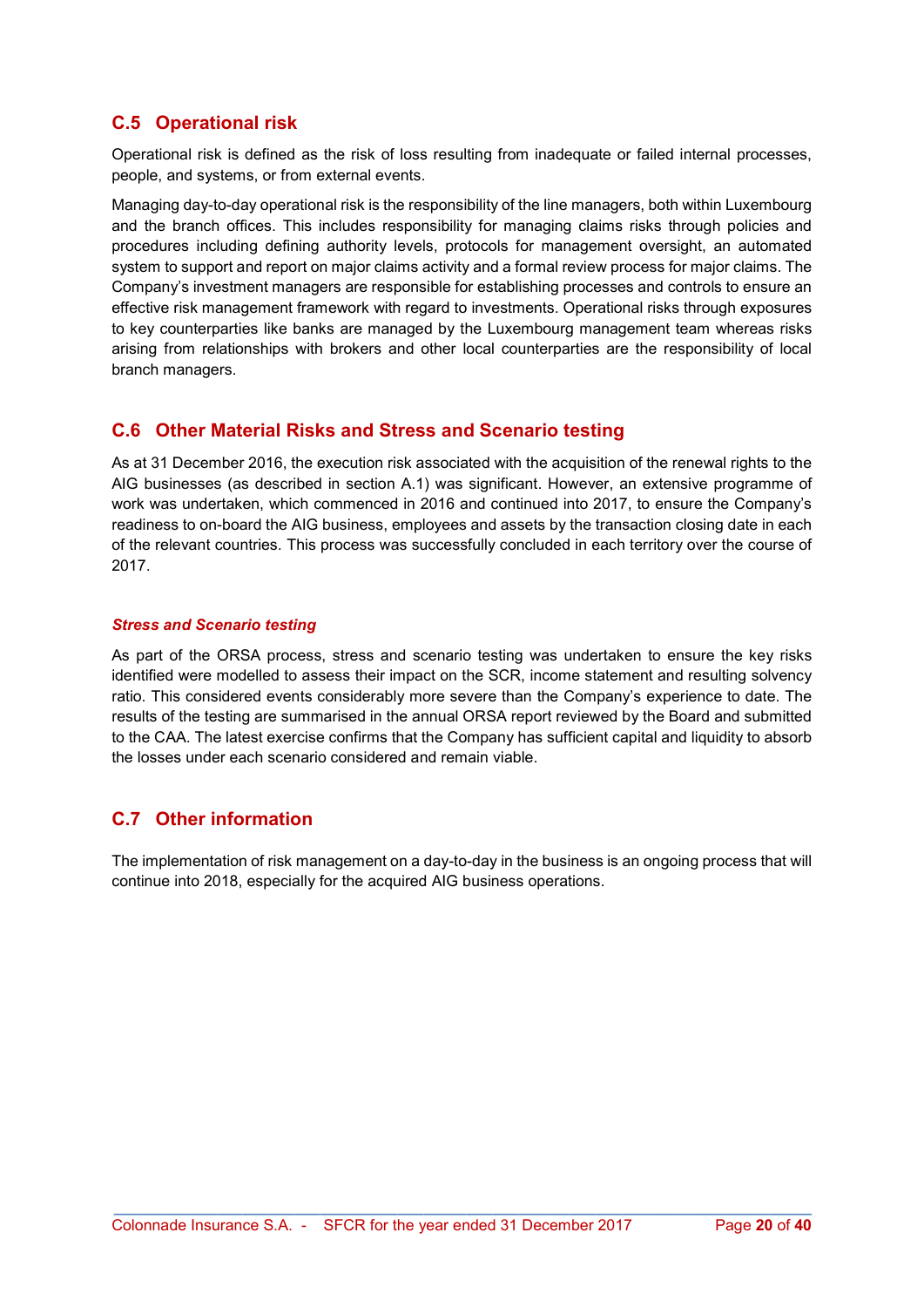## C.5 Operational risk

Operational risk is defined as the risk of loss resulting from inadequate or failed internal processes, people, and systems, or from external events.

Managing day-to-day operational risk is the responsibility of the line managers, both within Luxembourg and the branch offices. This includes responsibility for managing claims risks through policies and procedures including defining authority levels, protocols for management oversight, an automated system to support and report on major claims activity and a formal review process for major claims. The Company's investment managers are responsible for establishing processes and controls to ensure an effective risk management framework with regard to investments. Operational risks through exposures to key counterparties like banks are managed by the Luxembourg management team whereas risks arising from relationships with brokers and other local counterparties are the responsibility of local branch managers.

## C.6 Other Material Risks and Stress and Scenario testing

As at 31 December 2016, the execution risk associated with the acquisition of the renewal rights to the AIG businesses (as described in section A.1) was significant. However, an extensive programme of work was undertaken, which commenced in 2016 and continued into 2017, to ensure the Company's readiness to on-board the AIG business, employees and assets by the transaction closing date in each of the relevant countries. This process was successfully concluded in each territory over the course of 2017.

### *Stress and Scenario testing*

As part of the ORSA process, stress and scenario testing was undertaken to ensure the key risks identified were modelled to assess their impact on the SCR, income statement and resulting solvency ratio. This considered events considerably more severe than the Company's experience to date. The results of the testing are summarised in the annual ORSA report reviewed by the Board and submitted to the CAA. The latest exercise confirms that the Company has sufficient capital and liquidity to absorb the losses under each scenario considered and remain viable.

## C.7 Other information

The implementation of risk management on a day-to-day in the business is an ongoing process that will continue into 2018, especially for the acquired AIG business operations.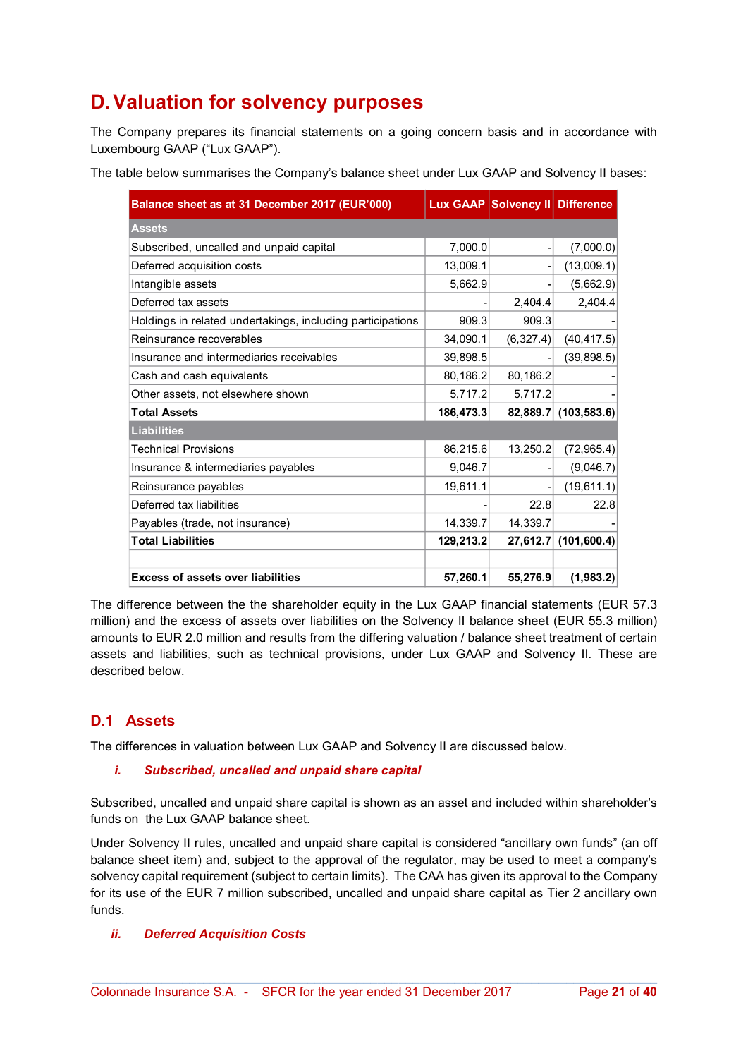# D. Valuation for solvency purposes

The Company prepares its financial statements on a going concern basis and in accordance with Luxembourg GAAP ("Lux GAAP").

The table below summarises the Company's balance sheet under Lux GAAP and Solvency II bases:

| Balance sheet as at 31 December 2017 (EUR'000) | Lux GAAP | Solvency II | Difference |
|---|---|---|---|
| **Assets** | | | |
| Subscribed, uncalled and unpaid capital | 7,000.0 | - | (7,000.0) |
| Deferred acquisition costs | 13,009.1 | - | (13,009.1) |
| Intangible assets | 5,662.9 | - | (5,662.9) |
| Deferred tax assets | - | 2,404.4 | 2,404.4 |
| Holdings in related undertakings, including participations | 909.3 | 909.3 | - |
| Reinsurance recoverables | 34,090.1 | (6,327.4) | (40,417.5) |
| Insurance and intermediaries receivables | 39,898.5 | - | (39,898.5) |
| Cash and cash equivalents | 80,186.2 | 80,186.2 | - |
| Other assets, not elsewhere shown | 5,717.2 | 5,717.2 | - |
| **Total Assets** | **186,473.3** | **82,889.7** | **(103,583.6)** |
| **Liabilities** | | | |
| Technical Provisions | 86,215.6 | 13,250.2 | (72,965.4) |
| Insurance & intermediaries payables | 9,046.7 | - | (9,046.7) |
| Reinsurance payables | 19,611.1 | - | (19,611.1) |
| Deferred tax liabilities | - | 22.8 | 22.8 |
| Payables (trade, not insurance) | 14,339.7 | 14,339.7 | - |
| **Total Liabilities** | **129,213.2** | **27,612.7** | **(101,600.4)** |
| | | | |
| **Excess of assets over liabilities** | **57,260.1** | **55,276.9** | **(1,983.2)** |

The difference between the the shareholder equity in the Lux GAAP financial statements (EUR 57.3 million) and the excess of assets over liabilities on the Solvency II balance sheet (EUR 55.3 million) amounts to EUR 2.0 million and results from the differing valuation / balance sheet treatment of certain assets and liabilities, such as technical provisions, under Lux GAAP and Solvency II. These are described below.

## D.1 Assets

The differences in valuation between Lux GAAP and Solvency II are discussed below.

### *i. Subscribed, uncalled and unpaid share capital*

Subscribed, uncalled and unpaid share capital is shown as an asset and included within shareholder's funds on the Lux GAAP balance sheet.

Under Solvency II rules, uncalled and unpaid share capital is considered "ancillary own funds" (an off balance sheet item) and, subject to the approval of the regulator, may be used to meet a company's solvency capital requirement (subject to certain limits). The CAA has given its approval to the Company for its use of the EUR 7 million subscribed, uncalled and unpaid share capital as Tier 2 ancillary own funds.

### *ii. Deferred Acquisition Costs*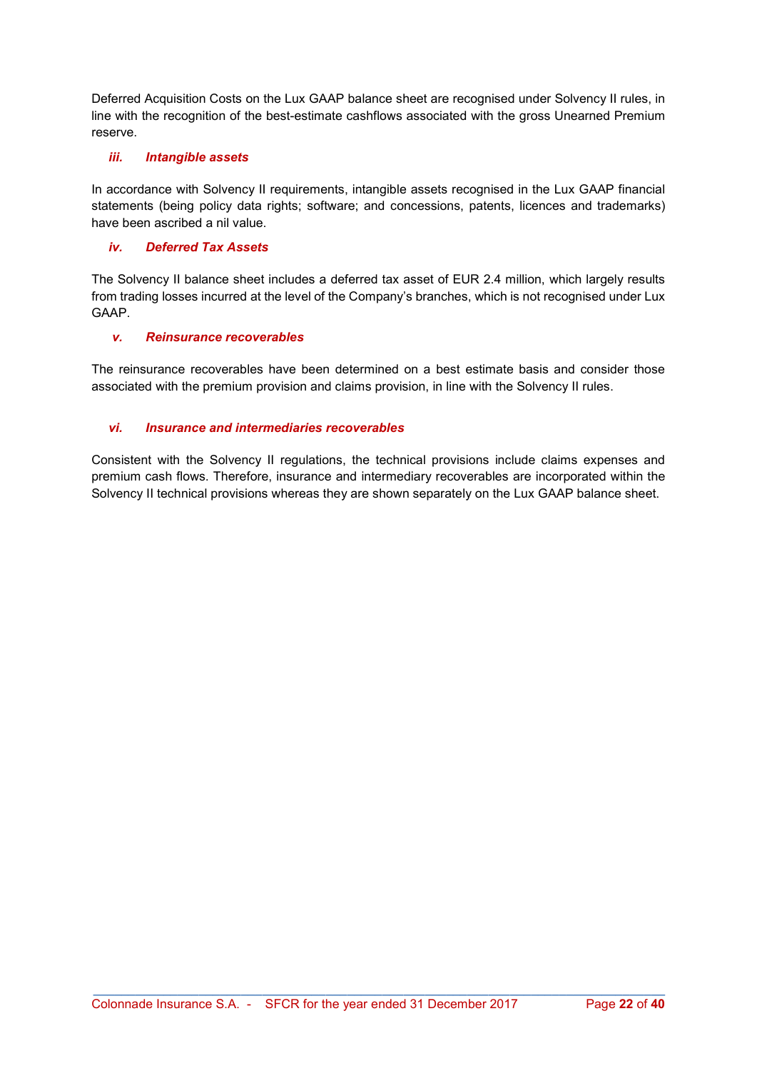Deferred Acquisition Costs on the Lux GAAP balance sheet are recognised under Solvency II rules, in line with the recognition of the best-estimate cashflows associated with the gross Unearned Premium reserve.

#### *iii. Intangible assets*

In accordance with Solvency II requirements, intangible assets recognised in the Lux GAAP financial statements (being policy data rights; software; and concessions, patents, licences and trademarks) have been ascribed a nil value.

#### *iv. Deferred Tax Assets*

The Solvency II balance sheet includes a deferred tax asset of EUR 2.4 million, which largely results from trading losses incurred at the level of the Company's branches, which is not recognised under Lux GAAP.

#### *v. Reinsurance recoverables*

The reinsurance recoverables have been determined on a best estimate basis and consider those associated with the premium provision and claims provision, in line with the Solvency II rules.

#### *vi. Insurance and intermediaries recoverables*

Consistent with the Solvency II regulations, the technical provisions include claims expenses and premium cash flows. Therefore, insurance and intermediary recoverables are incorporated within the Solvency II technical provisions whereas they are shown separately on the Lux GAAP balance sheet.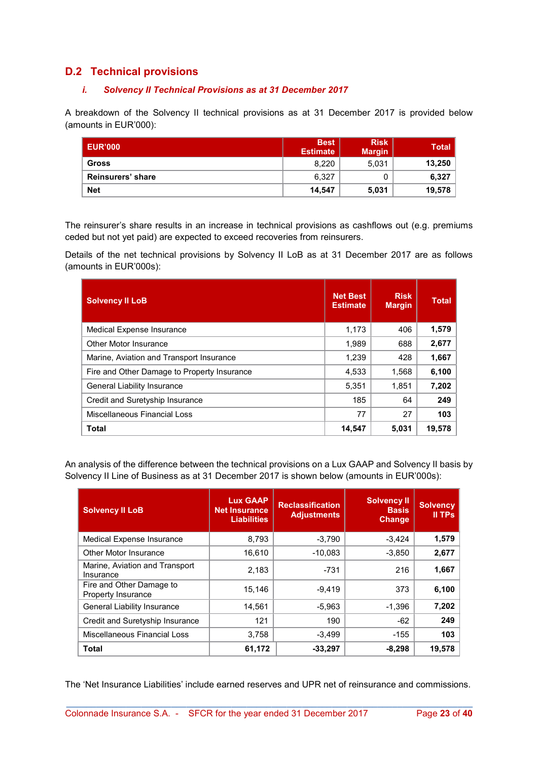## D.2 Technical provisions

### *i. Solvency II Technical Provisions as at 31 December 2017*

A breakdown of the Solvency II technical provisions as at 31 December 2017 is provided below (amounts in EUR'000):

| EUR'000 | Best Estimate | Risk Margin | Total |
|---|---|---|---|
| **Gross** | 8,220 | 5,031 | **13,250** |
| **Reinsurers' share** | 6,327 | 0 | **6,327** |
| **Net** | **14,547** | **5,031** | **19,578** |

The reinsurer's share results in an increase in technical provisions as cashflows out (e.g. premiums ceded but not yet paid) are expected to exceed recoveries from reinsurers.

Details of the net technical provisions by Solvency II LoB as at 31 December 2017 are as follows (amounts in EUR'000s):

| Solvency II LoB | Net Best Estimate | Risk Margin | Total |
|---|---|---|---|
| Medical Expense Insurance | 1,173 | 406 | **1,579** |
| Other Motor Insurance | 1,989 | 688 | **2,677** |
| Marine, Aviation and Transport Insurance | 1,239 | 428 | **1,667** |
| Fire and Other Damage to Property Insurance | 4,533 | 1,568 | **6,100** |
| General Liability Insurance | 5,351 | 1,851 | **7,202** |
| Credit and Suretyship Insurance | 185 | 64 | **249** |
| Miscellaneous Financial Loss | 77 | 27 | **103** |
| **Total** | **14,547** | **5,031** | **19,578** |

An analysis of the difference between the technical provisions on a Lux GAAP and Solvency II basis by Solvency II Line of Business as at 31 December 2017 is shown below (amounts in EUR'000s):

| Solvency II LoB | Lux GAAP Net Insurance Liabilities | Reclassification Adjustments | Solvency II Basis Change | Solvency II TPs |
|---|---|---|---|---|
| Medical Expense Insurance | 8,793 | -3,790 | -3,424 | **1,579** |
| Other Motor Insurance | 16,610 | -10,083 | -3,850 | **2,677** |
| Marine, Aviation and Transport Insurance | 2,183 | -731 | 216 | **1,667** |
| Fire and Other Damage to Property Insurance | 15,146 | -9,419 | 373 | **6,100** |
| General Liability Insurance | 14,561 | -5,963 | -1,396 | **7,202** |
| Credit and Suretyship Insurance | 121 | 190 | -62 | **249** |
| Miscellaneous Financial Loss | 3,758 | -3,499 | -155 | **103** |
| **Total** | **61,172** | **-33,297** | **-8,298** | **19,578** |

The 'Net Insurance Liabilities' include earned reserves and UPR net of reinsurance and commissions.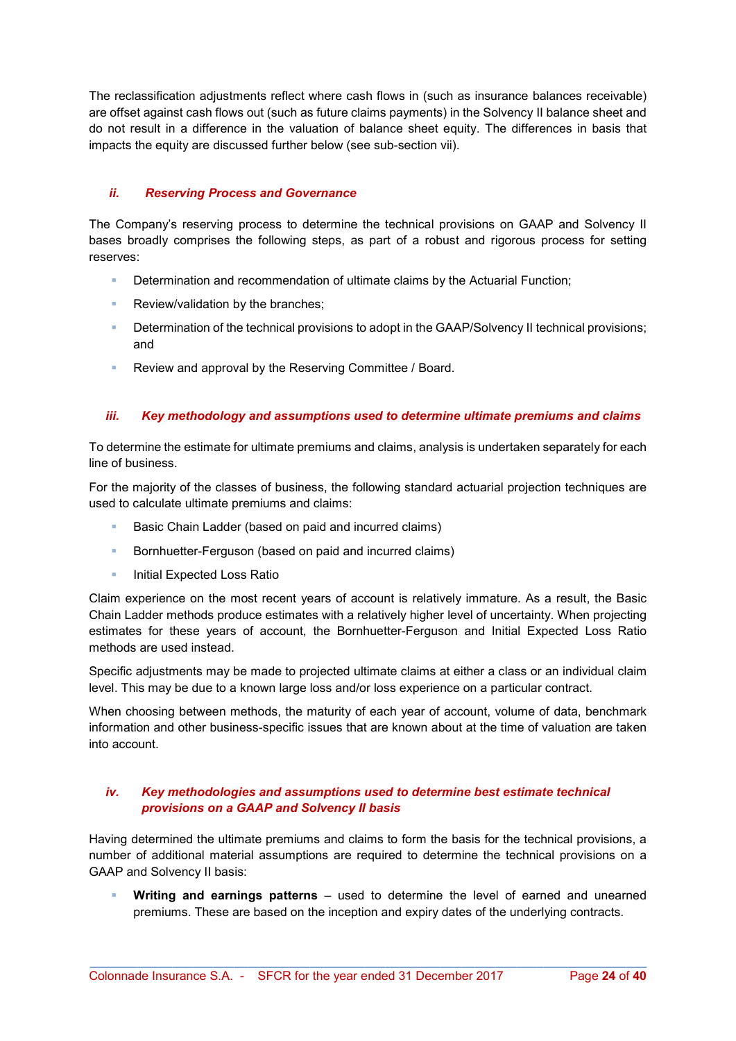The reclassification adjustments reflect where cash flows in (such as insurance balances receivable) are offset against cash flows out (such as future claims payments) in the Solvency II balance sheet and do not result in a difference in the valuation of balance sheet equity. The differences in basis that impacts the equity are discussed further below (see sub-section vii).

### *ii. Reserving Process and Governance*

The Company's reserving process to determine the technical provisions on GAAP and Solvency II bases broadly comprises the following steps, as part of a robust and rigorous process for setting reserves:

- Determination and recommendation of ultimate claims by the Actuarial Function;
- Review/validation by the branches;
- Determination of the technical provisions to adopt in the GAAP/Solvency II technical provisions; and
- Review and approval by the Reserving Committee / Board.

### *iii. Key methodology and assumptions used to determine ultimate premiums and claims*

To determine the estimate for ultimate premiums and claims, analysis is undertaken separately for each line of business.

For the majority of the classes of business, the following standard actuarial projection techniques are used to calculate ultimate premiums and claims:

- Basic Chain Ladder (based on paid and incurred claims)
- Bornhuetter-Ferguson (based on paid and incurred claims)
- Initial Expected Loss Ratio

Claim experience on the most recent years of account is relatively immature. As a result, the Basic Chain Ladder methods produce estimates with a relatively higher level of uncertainty. When projecting estimates for these years of account, the Bornhuetter-Ferguson and Initial Expected Loss Ratio methods are used instead.

Specific adjustments may be made to projected ultimate claims at either a class or an individual claim level. This may be due to a known large loss and/or loss experience on a particular contract.

When choosing between methods, the maturity of each year of account, volume of data, benchmark information and other business-specific issues that are known about at the time of valuation are taken into account.

### *iv. Key methodologies and assumptions used to determine best estimate technical provisions on a GAAP and Solvency II basis*

Having determined the ultimate premiums and claims to form the basis for the technical provisions, a number of additional material assumptions are required to determine the technical provisions on a GAAP and Solvency II basis:

- **Writing and earnings patterns** – used to determine the level of earned and unearned premiums. These are based on the inception and expiry dates of the underlying contracts.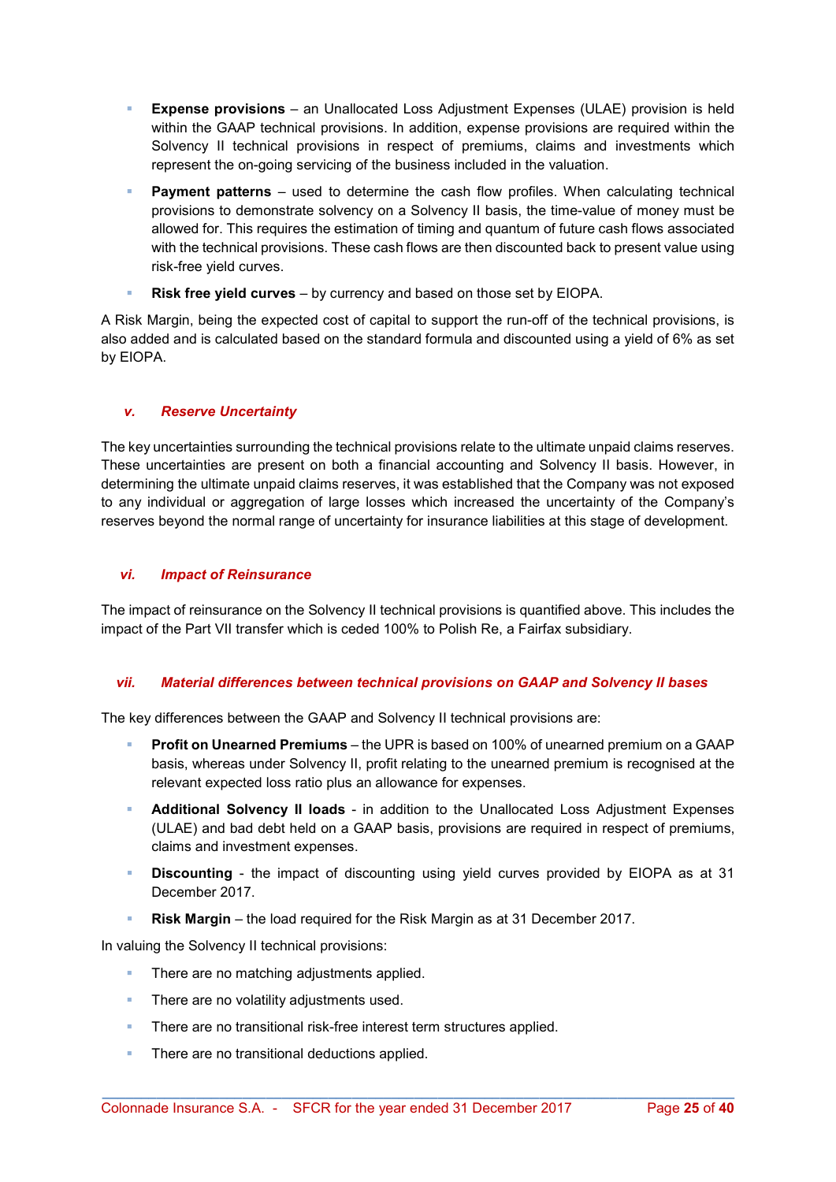- **Expense provisions** – an Unallocated Loss Adjustment Expenses (ULAE) provision is held within the GAAP technical provisions. In addition, expense provisions are required within the Solvency II technical provisions in respect of premiums, claims and investments which represent the on-going servicing of the business included in the valuation.
- **Payment patterns** – used to determine the cash flow profiles. When calculating technical provisions to demonstrate solvency on a Solvency II basis, the time-value of money must be allowed for. This requires the estimation of timing and quantum of future cash flows associated with the technical provisions. These cash flows are then discounted back to present value using risk-free yield curves.
- **Risk free yield curves** – by currency and based on those set by EIOPA.

A Risk Margin, being the expected cost of capital to support the run-off of the technical provisions, is also added and is calculated based on the standard formula and discounted using a yield of 6% as set by EIOPA.

### *v. Reserve Uncertainty*

The key uncertainties surrounding the technical provisions relate to the ultimate unpaid claims reserves. These uncertainties are present on both a financial accounting and Solvency II basis. However, in determining the ultimate unpaid claims reserves, it was established that the Company was not exposed to any individual or aggregation of large losses which increased the uncertainty of the Company's reserves beyond the normal range of uncertainty for insurance liabilities at this stage of development.

### *vi. Impact of Reinsurance*

The impact of reinsurance on the Solvency II technical provisions is quantified above. This includes the impact of the Part VII transfer which is ceded 100% to Polish Re, a Fairfax subsidiary.

### *vii. Material differences between technical provisions on GAAP and Solvency II bases*

The key differences between the GAAP and Solvency II technical provisions are:

- **Profit on Unearned Premiums** – the UPR is based on 100% of unearned premium on a GAAP basis, whereas under Solvency II, profit relating to the unearned premium is recognised at the relevant expected loss ratio plus an allowance for expenses.
- **Additional Solvency II loads** - in addition to the Unallocated Loss Adjustment Expenses (ULAE) and bad debt held on a GAAP basis, provisions are required in respect of premiums, claims and investment expenses.
- **Discounting** - the impact of discounting using yield curves provided by EIOPA as at 31 December 2017.
- **Risk Margin** – the load required for the Risk Margin as at 31 December 2017.

In valuing the Solvency II technical provisions:

- There are no matching adjustments applied.
- There are no volatility adjustments used.
- There are no transitional risk-free interest term structures applied.
- There are no transitional deductions applied.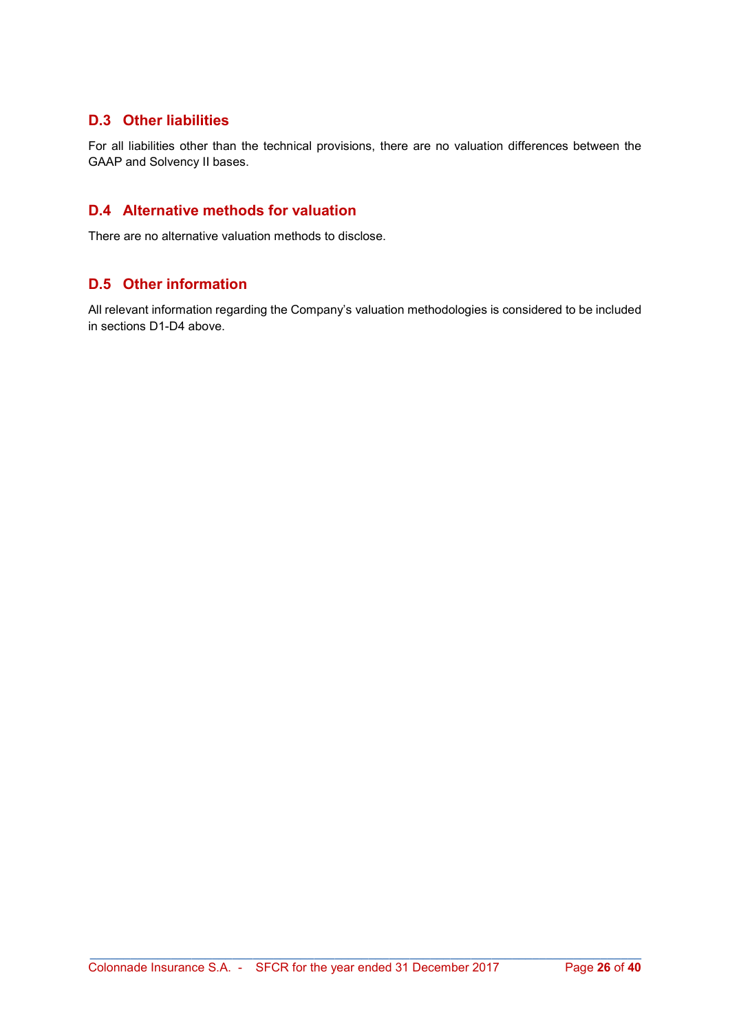## D.3 Other liabilities

For all liabilities other than the technical provisions, there are no valuation differences between the GAAP and Solvency II bases.

## D.4 Alternative methods for valuation

There are no alternative valuation methods to disclose.

## D.5 Other information

All relevant information regarding the Company's valuation methodologies is considered to be included in sections D1-D4 above.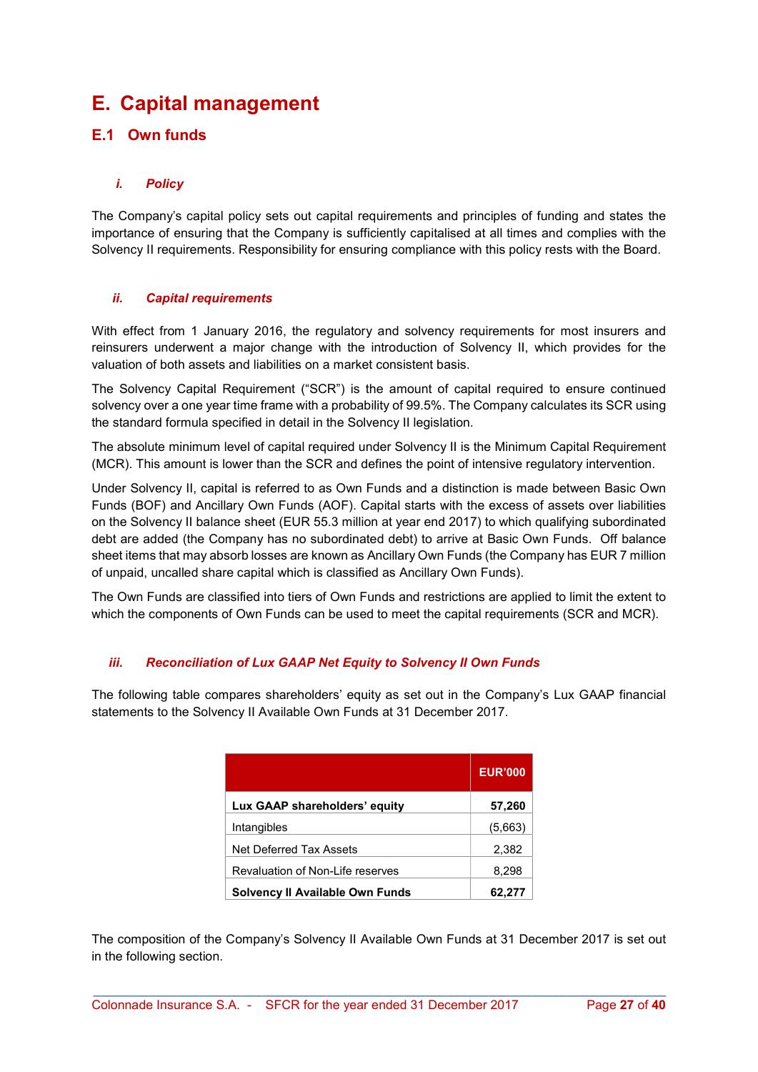# E. Capital management

## E.1 Own funds

### *i. Policy*

The Company's capital policy sets out capital requirements and principles of funding and states the importance of ensuring that the Company is sufficiently capitalised at all times and complies with the Solvency II requirements. Responsibility for ensuring compliance with this policy rests with the Board.

### *ii. Capital requirements*

With effect from 1 January 2016, the regulatory and solvency requirements for most insurers and reinsurers underwent a major change with the introduction of Solvency II, which provides for the valuation of both assets and liabilities on a market consistent basis.

The Solvency Capital Requirement ("SCR") is the amount of capital required to ensure continued solvency over a one year time frame with a probability of 99.5%. The Company calculates its SCR using the standard formula specified in detail in the Solvency II legislation.

The absolute minimum level of capital required under Solvency II is the Minimum Capital Requirement (MCR). This amount is lower than the SCR and defines the point of intensive regulatory intervention.

Under Solvency II, capital is referred to as Own Funds and a distinction is made between Basic Own Funds (BOF) and Ancillary Own Funds (AOF). Capital starts with the excess of assets over liabilities on the Solvency II balance sheet (EUR 55.3 million at year end 2017) to which qualifying subordinated debt are added (the Company has no subordinated debt) to arrive at Basic Own Funds. Off balance sheet items that may absorb losses are known as Ancillary Own Funds (the Company has EUR 7 million of unpaid, uncalled share capital which is classified as Ancillary Own Funds).

The Own Funds are classified into tiers of Own Funds and restrictions are applied to limit the extent to which the components of Own Funds can be used to meet the capital requirements (SCR and MCR).

### *iii. Reconciliation of Lux GAAP Net Equity to Solvency II Own Funds*

The following table compares shareholders' equity as set out in the Company's Lux GAAP financial statements to the Solvency II Available Own Funds at 31 December 2017.

| | EUR'000 |
|---|---|
| **Lux GAAP shareholders' equity** | **57,260** |
| Intangibles | (5,663) |
| Net Deferred Tax Assets | 2,382 |
| Revaluation of Non-Life reserves | 8,298 |
| **Solvency II Available Own Funds** | **62,277** |

The composition of the Company's Solvency II Available Own Funds at 31 December 2017 is set out in the following section.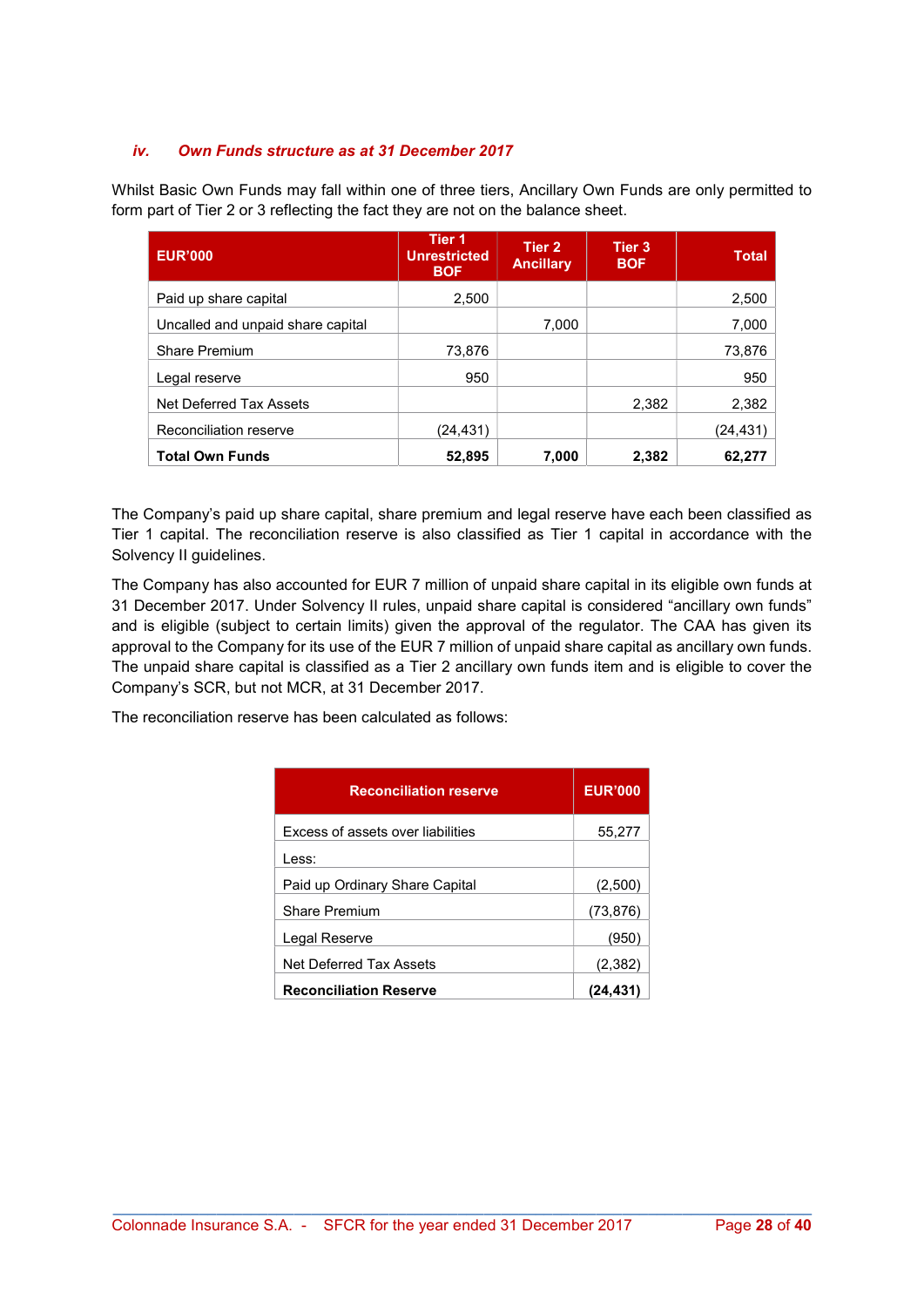### *iv. Own Funds structure as at 31 December 2017*

Whilst Basic Own Funds may fall within one of three tiers, Ancillary Own Funds are only permitted to form part of Tier 2 or 3 reflecting the fact they are not on the balance sheet.

| EUR'000 | Tier 1 Unrestricted BOF | Tier 2 Ancillary | Tier 3 BOF | Total |
|---|---|---|---|---|
| Paid up share capital | 2,500 | | | 2,500 |
| Uncalled and unpaid share capital | | 7,000 | | 7,000 |
| Share Premium | 73,876 | | | 73,876 |
| Legal reserve | 950 | | | 950 |
| Net Deferred Tax Assets | | | 2,382 | 2,382 |
| Reconciliation reserve | (24,431) | | | (24,431) |
| **Total Own Funds** | **52,895** | **7,000** | **2,382** | **62,277** |

The Company's paid up share capital, share premium and legal reserve have each been classified as Tier 1 capital. The reconciliation reserve is also classified as Tier 1 capital in accordance with the Solvency II guidelines.

The Company has also accounted for EUR 7 million of unpaid share capital in its eligible own funds at 31 December 2017. Under Solvency II rules, unpaid share capital is considered "ancillary own funds" and is eligible (subject to certain limits) given the approval of the regulator. The CAA has given its approval to the Company for its use of the EUR 7 million of unpaid share capital as ancillary own funds. The unpaid share capital is classified as a Tier 2 ancillary own funds item and is eligible to cover the Company's SCR, but not MCR, at 31 December 2017.

The reconciliation reserve has been calculated as follows:

| Reconciliation reserve | EUR'000 |
|---|---|
| Excess of assets over liabilities | 55,277 |
| Less: | |
| Paid up Ordinary Share Capital | (2,500) |
| Share Premium | (73,876) |
| Legal Reserve | (950) |
| Net Deferred Tax Assets | (2,382) |
| **Reconciliation Reserve** | **(24,431)** |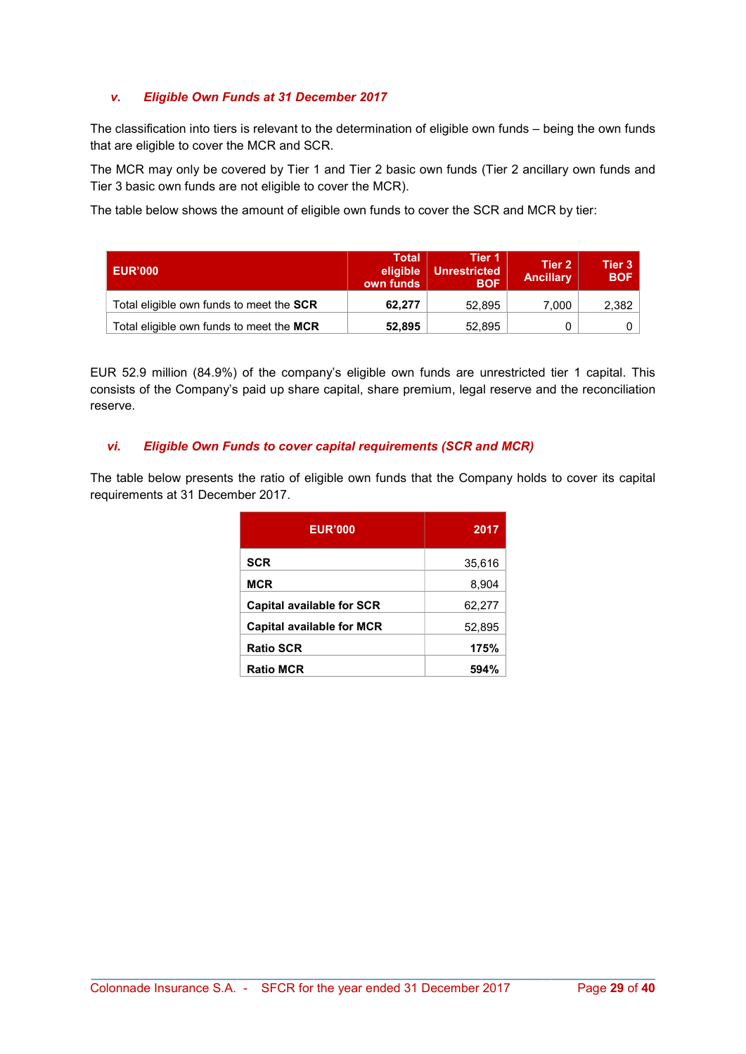### v. *Eligible Own Funds at 31 December 2017*

The classification into tiers is relevant to the determination of eligible own funds – being the own funds that are eligible to cover the MCR and SCR.

The MCR may only be covered by Tier 1 and Tier 2 basic own funds (Tier 2 ancillary own funds and Tier 3 basic own funds are not eligible to cover the MCR).

The table below shows the amount of eligible own funds to cover the SCR and MCR by tier:

| EUR'000 | Total eligible own funds | Tier 1 Unrestricted BOF | Tier 2 Ancillary | Tier 3 BOF |
|---|---|---|---|---|
| Total eligible own funds to meet the **SCR** | **62,277** | 52,895 | 7,000 | 2,382 |
| Total eligible own funds to meet the **MCR** | **52,895** | 52,895 | 0 | 0 |

EUR 52.9 million (84.9%) of the company's eligible own funds are unrestricted tier 1 capital. This consists of the Company's paid up share capital, share premium, legal reserve and the reconciliation reserve.

### vi. *Eligible Own Funds to cover capital requirements (SCR and MCR)*

The table below presents the ratio of eligible own funds that the Company holds to cover its capital requirements at 31 December 2017.

| EUR'000 | 2017 |
|---|---|
| **SCR** | 35,616 |
| **MCR** | 8,904 |
| **Capital available for SCR** | 62,277 |
| **Capital available for MCR** | 52,895 |
| **Ratio SCR** | **175%** |
| **Ratio MCR** | **594%** |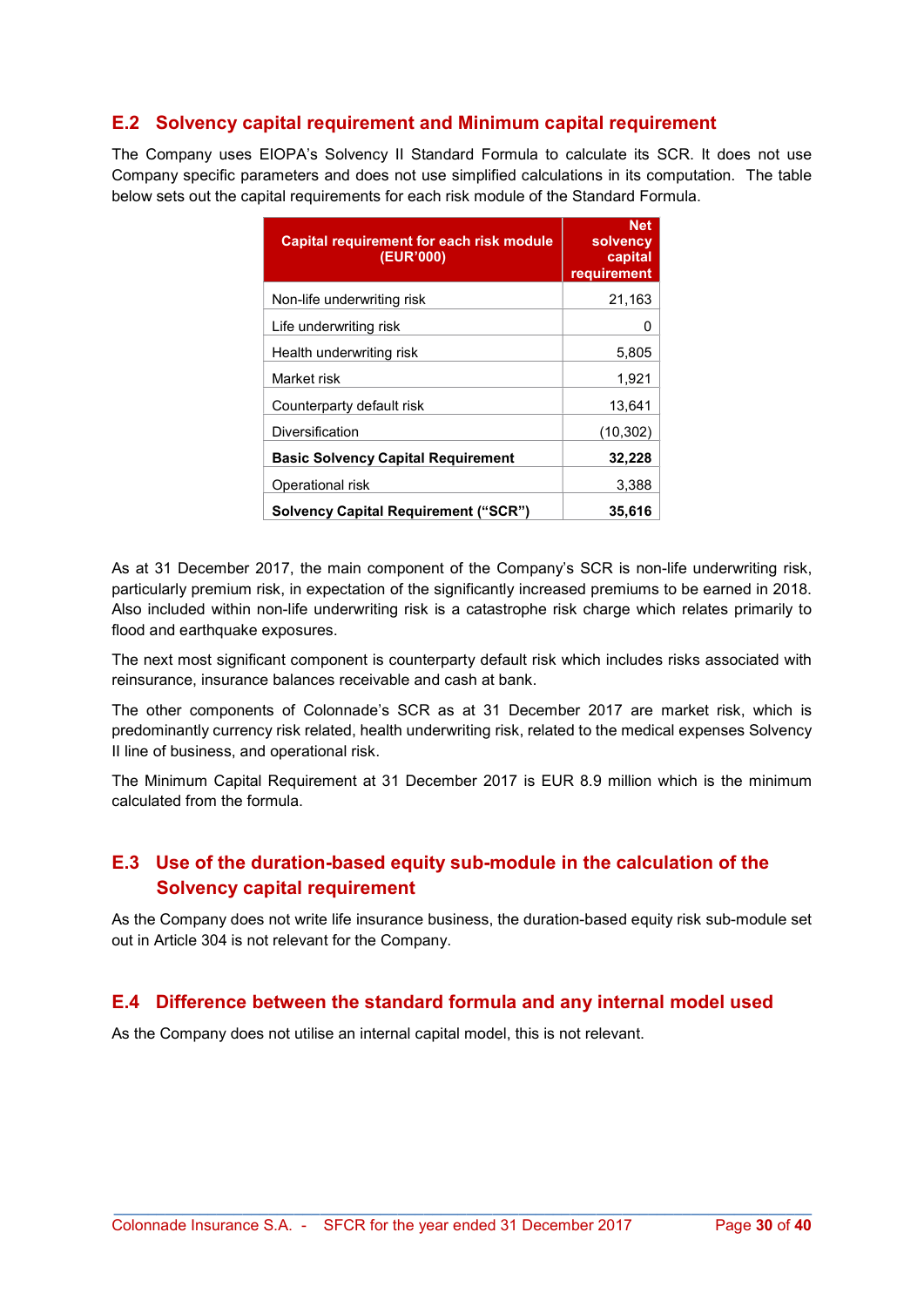## E.2 Solvency capital requirement and Minimum capital requirement

The Company uses EIOPA's Solvency II Standard Formula to calculate its SCR. It does not use Company specific parameters and does not use simplified calculations in its computation. The table below sets out the capital requirements for each risk module of the Standard Formula.

| Capital requirement for each risk module (EUR'000) | Net solvency capital requirement |
|---|---|
| Non-life underwriting risk | 21,163 |
| Life underwriting risk | 0 |
| Health underwriting risk | 5,805 |
| Market risk | 1,921 |
| Counterparty default risk | 13,641 |
| Diversification | (10,302) |
| **Basic Solvency Capital Requirement** | **32,228** |
| Operational risk | 3,388 |
| **Solvency Capital Requirement ("SCR")** | **35,616** |

As at 31 December 2017, the main component of the Company's SCR is non-life underwriting risk, particularly premium risk, in expectation of the significantly increased premiums to be earned in 2018. Also included within non-life underwriting risk is a catastrophe risk charge which relates primarily to flood and earthquake exposures.

The next most significant component is counterparty default risk which includes risks associated with reinsurance, insurance balances receivable and cash at bank.

The other components of Colonnade's SCR as at 31 December 2017 are market risk, which is predominantly currency risk related, health underwriting risk, related to the medical expenses Solvency II line of business, and operational risk.

The Minimum Capital Requirement at 31 December 2017 is EUR 8.9 million which is the minimum calculated from the formula.

## E.3 Use of the duration-based equity sub-module in the calculation of the Solvency capital requirement

As the Company does not write life insurance business, the duration-based equity risk sub-module set out in Article 304 is not relevant for the Company.

## E.4 Difference between the standard formula and any internal model used

As the Company does not utilise an internal capital model, this is not relevant.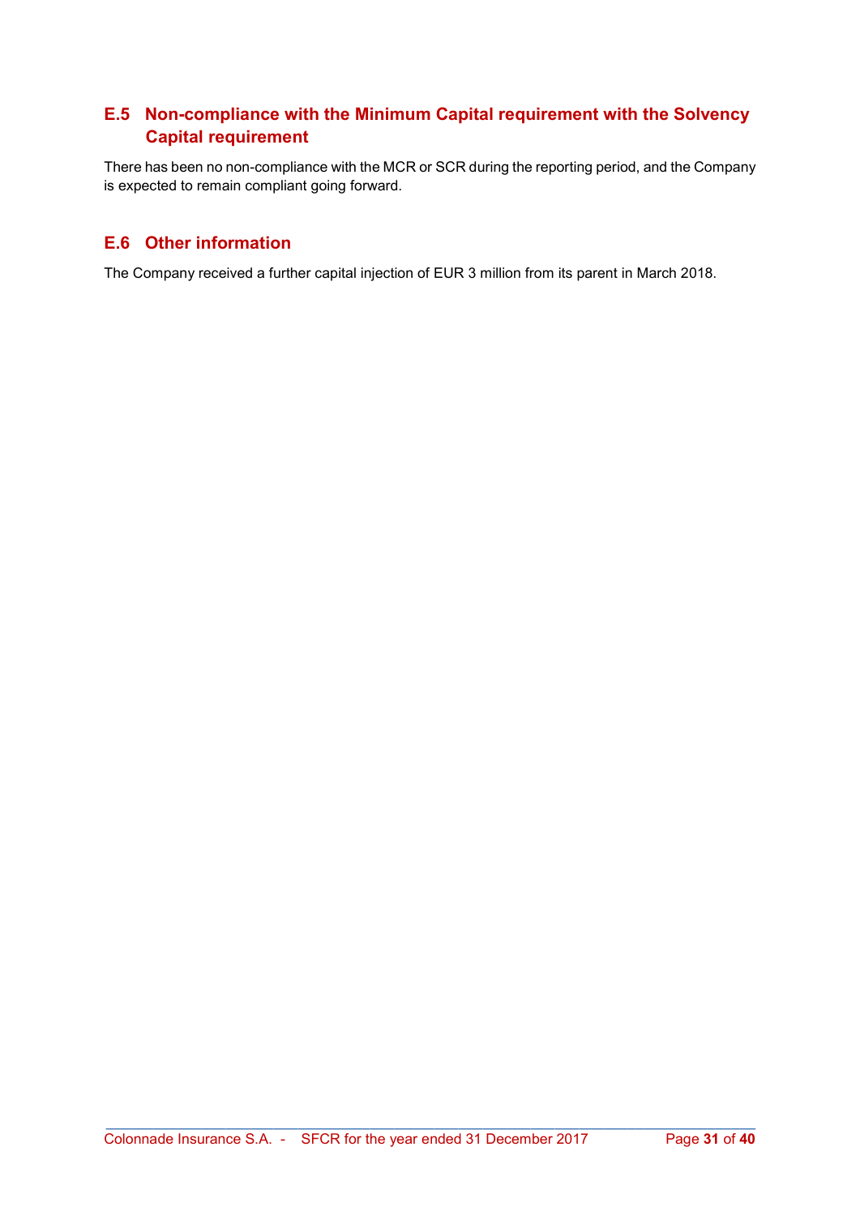## E.5 Non-compliance with the Minimum Capital requirement with the Solvency Capital requirement

There has been no non-compliance with the MCR or SCR during the reporting period, and the Company is expected to remain compliant going forward.

## E.6 Other information

The Company received a further capital injection of EUR 3 million from its parent in March 2018.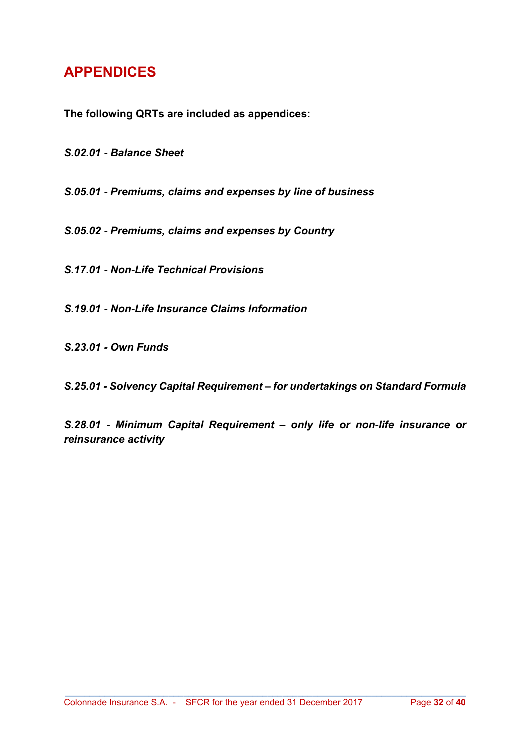# APPENDICES

**The following QRTs are included as appendices:**

***S.02.01 - Balance Sheet***

***S.05.01 - Premiums, claims and expenses by line of business***

***S.05.02 - Premiums, claims and expenses by Country***

***S.17.01 - Non-Life Technical Provisions***

***S.19.01 - Non-Life Insurance Claims Information***

***S.23.01 - Own Funds***

***S.25.01 - Solvency Capital Requirement – for undertakings on Standard Formula***

***S.28.01 - Minimum Capital Requirement – only life or non-life insurance or reinsurance activity***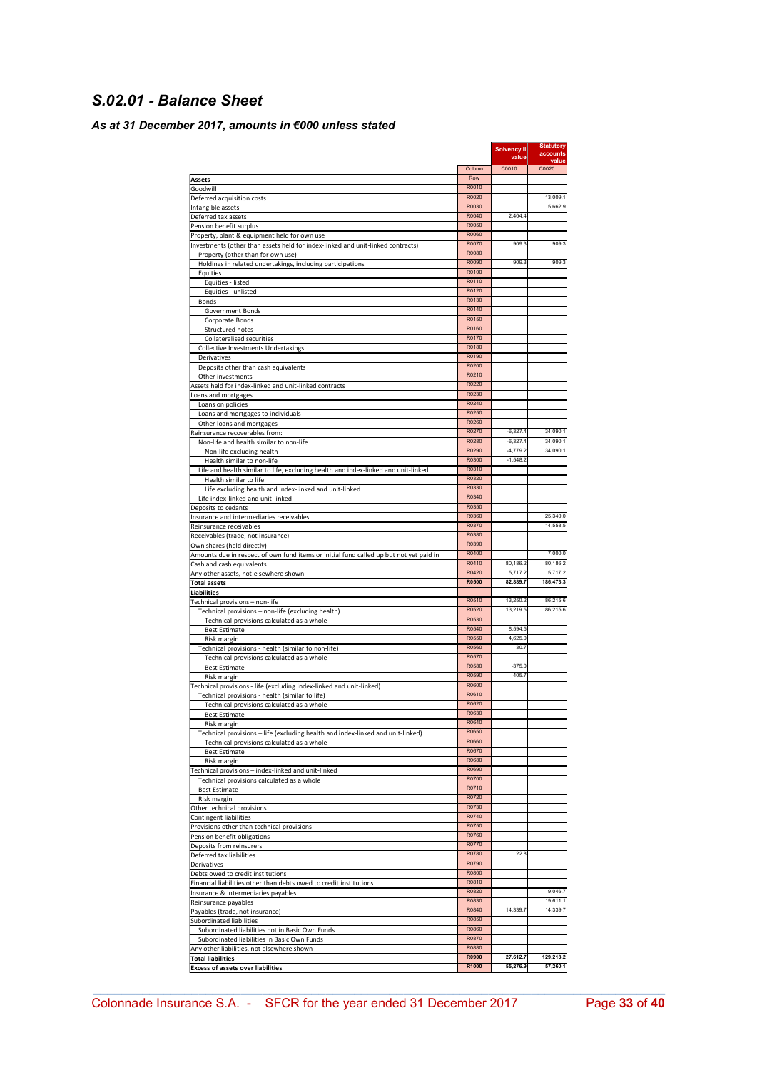## S.02.01 - Balance Sheet

### As at 31 December 2017, amounts in €000 unless stated

| | | Solvency II value | Statutory accounts value |
|---|---|---|---|
| | Column | C0010 | C0020 |
| **Assets** | Row | | |
| Goodwill | R0010 | | |
| Deferred acquisition costs | R0020 | | 13,009.1 |
| Intangible assets | R0030 | | 5,662.9 |
| Deferred tax assets | R0040 | 2,404.4 | |
| Pension benefit surplus | R0050 | | |
| Property, plant & equipment held for own use | R0060 | | |
| Investments (other than assets held for index-linked and unit-linked contracts) | R0070 | 909.3 | 909.3 |
| Property (other than for own use) | R0080 | | |
| Holdings in related undertakings, including participations | R0090 | 909.3 | 909.3 |
| Equities | R0100 | | |
| Equities - listed | R0110 | | |
| Equities - unlisted | R0120 | | |
| Bonds | R0130 | | |
| Government Bonds | R0140 | | |
| Corporate Bonds | R0150 | | |
| Structured notes | R0160 | | |
| Collateralised securities | R0170 | | |
| Collective Investments Undertakings | R0180 | | |
| Derivatives | R0190 | | |
| Deposits other than cash equivalents | R0200 | | |
| Other investments | R0210 | | |
| Assets held for index-linked and unit-linked contracts | R0220 | | |
| Loans and mortgages | R0230 | | |
| Loans on policies | R0240 | | |
| Loans and mortgages to individuals | R0250 | | |
| Other loans and mortgages | R0260 | | |
| Reinsurance recoverables from: | R0270 | -6,327.4 | 34,090.1 |
| Non-life and health similar to non-life | R0280 | -6,327.4 | 34,090.1 |
| Non-life excluding health | R0290 | -4,779.2 | 34,090.1 |
| Health similar to non-life | R0300 | -1,548.2 | |
| Life and health similar to life, excluding health and index-linked and unit-linked | R0310 | | |
| Health similar to life | R0320 | | |
| Life excluding health and index-linked and unit-linked | R0330 | | |
| Life index-linked and unit-linked | R0340 | | |
| Deposits to cedants | R0350 | | |
| Insurance and intermediaries receivables | R0360 | | 25,340.0 |
| Reinsurance receivables | R0370 | | 14,558.5 |
| Receivables (trade, not insurance) | R0380 | | |
| Own shares (held directly) | R0390 | | |
| Amounts due in respect of own fund items or initial fund called up but not yet paid in | R0400 | | 7,000.0 |
| Cash and cash equivalents | R0410 | 80,186.2 | 80,186.2 |
| Any other assets, not elsewhere shown | R0420 | 5,717.2 | 5,717.2 |
| **Total assets** | **R0500** | **82,889.7** | **186,473.3** |
| **Liabilities** | | | |
| Technical provisions – non-life | R0510 | 13,250.2 | 86,215.6 |
| Technical provisions – non-life (excluding health) | R0520 | 13,219.5 | 86,215.6 |
| Technical provisions calculated as a whole | R0530 | | |
| Best Estimate | R0540 | 8,594.5 | |
| Risk margin | R0550 | 4,625.0 | |
| Technical provisions - health (similar to non-life) | R0560 | 30.7 | |
| Technical provisions calculated as a whole | R0570 | | |
| Best Estimate | R0580 | -375.0 | |
| Risk margin | R0590 | 405.7 | |
| Technical provisions - life (excluding index-linked and unit-linked) | R0600 | | |
| Technical provisions - health (similar to life) | R0610 | | |
| Technical provisions calculated as a whole | R0620 | | |
| Best Estimate | R0630 | | |
| Risk margin | R0640 | | |
| Technical provisions – life (excluding health and index-linked and unit-linked) | R0650 | | |
| Technical provisions calculated as a whole | R0660 | | |
| Best Estimate | R0670 | | |
| Risk margin | R0680 | | |
| Technical provisions – index-linked and unit-linked | R0690 | | |
| Technical provisions calculated as a whole | R0700 | | |
| Best Estimate | R0710 | | |
| Risk margin | R0720 | | |
| Other technical provisions | R0730 | | |
| Contingent liabilities | R0740 | | |
| Provisions other than technical provisions | R0750 | | |
| Pension benefit obligations | R0760 | | |
| Deposits from reinsurers | R0770 | | |
| Deferred tax liabilities | R0780 | 22.8 | |
| Derivatives | R0790 | | |
| Debts owed to credit institutions | R0800 | | |
| Financial liabilities other than debts owed to credit institutions | R0810 | | |
| Insurance & intermediaries payables | R0820 | | 9,046.7 |
| Reinsurance payables | R0830 | | 19,611.1 |
| Payables (trade, not insurance) | R0840 | 14,339.7 | 14,339.7 |
| Subordinated liabilities | R0850 | | |
| Subordinated liabilities not in Basic Own Funds | R0860 | | |
| Subordinated liabilities in Basic Own Funds | R0870 | | |
| Any other liabilities, not elsewhere shown | R0880 | | |
| **Total liabilities** | **R0900** | **27,612.7** | **129,213.2** |
| **Excess of assets over liabilities** | **R1000** | **55,276.9** | **57,260.1** |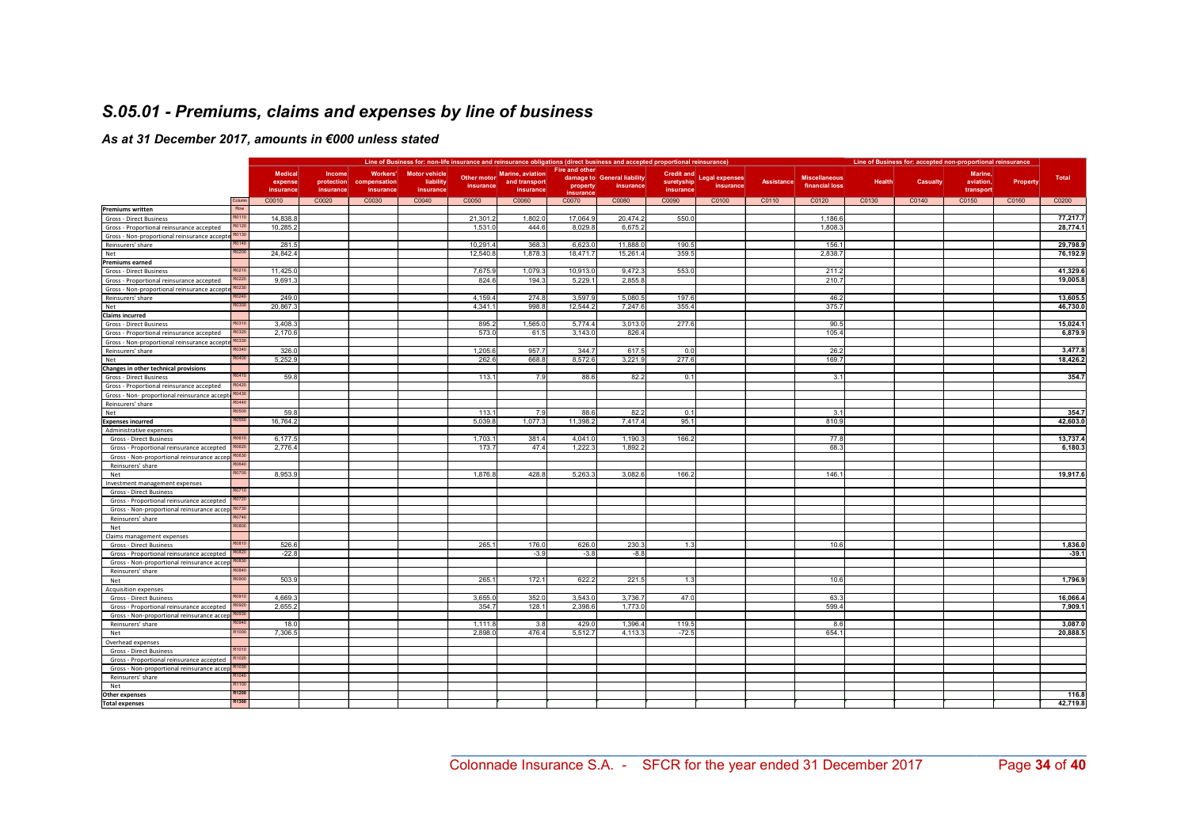## S.05.01 - Premiums, claims and expenses by line of business

### As at 31 December 2017, amounts in €000 unless stated

| | | Line of Business for: non-life insurance and reinsurance obligations (direct business and accepted proportional reinsurance) | | | | | | | | | | | | Line of Business for: accepted non-proportional reinsurance | | | | |
|---|---|---|---|---|---|---|---|---|---|---|---|---|---|---|---|---|---|---|
| | | Medical expense insurance | Income protection insurance | Workers' compensation insurance | Motor vehicle liability insurance | Other motor insurance | Marine, aviation and transport insurance | Fire and other damage to property insurance | General liability insurance | Credit and suretyship insurance | Legal expenses insurance | Assistance | Miscellaneous financial loss | Health | Casualty | Marine, aviation, transport | Property | Total |
| | Column | C0010 | C0020 | C0030 | C0040 | C0050 | C0060 | C0070 | C0080 | C0090 | C0100 | C0110 | C0120 | C0130 | C0140 | C0150 | C0160 | C0200 |
| **Premiums written** | Row | | | | | | | | | | | | | | | | | |
| Gross - Direct Business | R0110 | 14,838.8 | | | | 21,301.2 | 1,802.0 | 17,064.9 | 20,474.2 | 550.0 | | | 1,186.6 | | | | | 77,217.7 |
| Gross - Proportional reinsurance accepted | R0120 | 10,285.2 | | | | 1,531.0 | 444.6 | 8,029.8 | 6,675.2 | | | | 1,808.3 | | | | | 28,774.1 |
| Gross - Non-proportional reinsurance accepted | R0130 | | | | | | | | | | | | | | | | | |
| Reinsurers' share | R0140 | 281.5 | | | | 10,291.4 | 368.3 | 6,623.0 | 11,888.0 | 190.5 | | | 156.1 | | | | | 29,798.9 |
| Net | R0200 | 24,842.4 | | | | 12,540.8 | 1,878.3 | 18,471.7 | 15,261.4 | 359.5 | | | 2,838.7 | | | | | 76,192.9 |
| **Premiums earned** | | | | | | | | | | | | | | | | | | |
| Gross - Direct Business | R0210 | 11,425.0 | | | | 7,675.9 | 1,079.3 | 10,913.0 | 9,472.3 | 553.0 | | | 211.2 | | | | | 41,329.6 |
| Gross - Proportional reinsurance accepted | R0220 | 9,691.3 | | | | 824.6 | 194.3 | 5,229.1 | 2,855.8 | | | | 210.7 | | | | | 19,005.8 |
| Gross - Non-proportional reinsurance accepted | R0230 | | | | | | | | | | | | | | | | | |
| Reinsurers' share | R0240 | 249.0 | | | | 4,159.4 | 274.8 | 3,597.9 | 5,080.5 | 197.6 | | | 46.2 | | | | | 13,605.5 |
| Net | R0300 | 20,867.3 | | | | 4,341.1 | 998.8 | 12,544.2 | 7,247.6 | 355.4 | | | 375.7 | | | | | 46,730.0 |
| **Claims incurred** | | | | | | | | | | | | | | | | | | |
| Gross - Direct Business | R0310 | 3,408.3 | | | | 895.2 | 1,565.0 | 5,774.4 | 3,013.0 | 277.6 | | | 90.5 | | | | | 15,024.1 |
| Gross - Proportional reinsurance accepted | R0320 | 2,170.6 | | | | 573.0 | 61.5 | 3,143.0 | 826.4 | | | | 105.4 | | | | | 6,879.9 |
| Gross - Non-proportional reinsurance accepted | R0330 | | | | | | | | | | | | | | | | | |
| Reinsurers' share | R0340 | 326.0 | | | | 1,205.6 | 957.7 | 344.7 | 617.5 | 0.0 | | | 26.2 | | | | | 3,477.8 |
| Net | R0400 | 5,252.9 | | | | 262.6 | 668.8 | 8,572.6 | 3,221.9 | 277.6 | | | 169.7 | | | | | 18,426.2 |
| **Changes in other technical provisions** | | | | | | | | | | | | | | | | | | |
| Gross - Direct Business | R0410 | 59.8 | | | | 113.1 | 7.9 | 88.6 | 82.2 | 0.1 | | | 3.1 | | | | | 354.7 |
| Gross - Proportional reinsurance accepted | R0420 | | | | | | | | | | | | | | | | | |
| Gross - Non- proportional reinsurance accepted | R0430 | | | | | | | | | | | | | | | | | |
| Reinsurers' share | R0440 | | | | | | | | | | | | | | | | | |
| Net | R0500 | 59.8 | | | | 113.1 | 7.9 | 88.6 | 82.2 | 0.1 | | | 3.1 | | | | | 354.7 |
| **Expenses incurred** | R0550 | 16,764.2 | | | | 5,039.8 | 1,077.3 | 11,398.2 | 7,417.4 | 95.1 | | | 810.9 | | | | | 42,603.0 |
| Administrative expenses | | | | | | | | | | | | | | | | | | |
| Gross - Direct Business | R0610 | 6,177.5 | | | | 1,703.1 | 381.4 | 4,041.0 | 1,190.3 | 166.2 | | | 77.8 | | | | | 13,737.4 |
| Gross - Proportional reinsurance accepted | R0620 | 2,776.4 | | | | 173.7 | 47.4 | 1,222.3 | 1,892.2 | | | | 68.3 | | | | | 6,180.3 |
| Gross - Non-proportional reinsurance accepted | R0630 | | | | | | | | | | | | | | | | | |
| Reinsurers' share | R0640 | | | | | | | | | | | | | | | | | |
| Net | R0700 | 8,953.9 | | | | 1,876.8 | 428.8 | 5,263.3 | 3,082.6 | 166.2 | | | 146.1 | | | | | 19,917.6 |
| Investment management expenses | | | | | | | | | | | | | | | | | | |
| Gross - Direct Business | R0710 | | | | | | | | | | | | | | | | | |
| Gross - Proportional reinsurance accepted | R0720 | | | | | | | | | | | | | | | | | |
| Gross - Non-proportional reinsurance accepted | R0730 | | | | | | | | | | | | | | | | | |
| Reinsurers' share | R0740 | | | | | | | | | | | | | | | | | |
| Net | R0800 | | | | | | | | | | | | | | | | | |
| Claims management expenses | | | | | | | | | | | | | | | | | | |
| Gross - Direct Business | R0810 | 526.6 | | | | 265.1 | 176.0 | 626.0 | 230.3 | 1.3 | | | 10.6 | | | | | 1,836.0 |
| Gross - Proportional reinsurance accepted | R0820 | -22.8 | | | | | -3.9 | -3.8 | -8.8 | | | | | | | | | -39.1 |
| Gross - Non-proportional reinsurance accepted | R0830 | | | | | | | | | | | | | | | | | |
| Reinsurers' share | R0840 | | | | | | | | | | | | | | | | | |
| Net | R0900 | 503.9 | | | | 265.1 | 172.1 | 622.2 | 221.5 | 1.3 | | | 10.6 | | | | | 1,796.9 |
| Acquisition expenses | | | | | | | | | | | | | | | | | | |
| Gross - Direct Business | R0910 | 4,669.3 | | | | 3,655.0 | 352.0 | 3,543.0 | 3,736.7 | 47.0 | | | 63.3 | | | | | 16,066.4 |
| Gross - Proportional reinsurance accepted | R0920 | 2,655.2 | | | | 354.7 | 128.1 | 2,398.6 | 1,773.0 | | | | 599.4 | | | | | 7,909.1 |
| Gross - Non-proportional reinsurance accepted | R0930 | | | | | | | | | | | | | | | | | |
| Reinsurers' share | R0940 | 18.0 | | | | 1,111.8 | 3.8 | 429.0 | 1,396.4 | 119.5 | | | 8.6 | | | | | 3,087.0 |
| Net | R1000 | 7,306.5 | | | | 2,898.0 | 476.4 | 5,512.7 | 4,113.3 | -72.5 | | | 654.1 | | | | | 20,888.5 |
| Overhead expenses | | | | | | | | | | | | | | | | | | |
| Gross - Direct Business | R1010 | | | | | | | | | | | | | | | | | |
| Gross - Proportional reinsurance accepted | R1020 | | | | | | | | | | | | | | | | | |
| Gross - Non-proportional reinsurance accepted | R1030 | | | | | | | | | | | | | | | | | |
| Reinsurers' share | R1040 | | | | | | | | | | | | | | | | | |
| Net | R1100 | | | | | | | | | | | | | | | | | |
| **Other expenses** | R1200 | | | | | | | | | | | | | | | | | 116.8 |
| **Total expenses** | R1300 | | | | | | | | | | | | | | | | | 42,719.8 |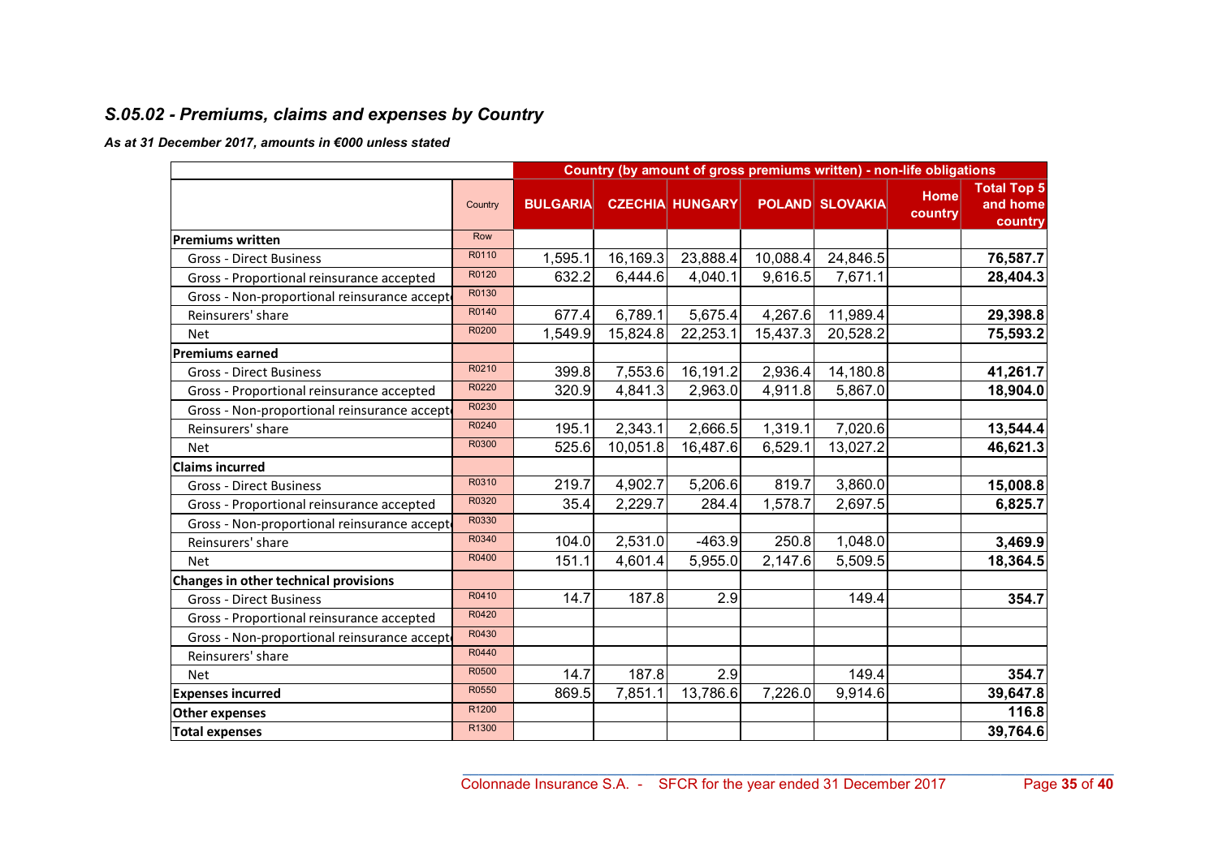## *S.05.02 - Premiums, claims and expenses by Country*

***As at 31 December 2017, amounts in €000 unless stated***

| | | Country (by amount of gross premiums written) - non-life obligations | | | | | | |
|---|---|---|---|---|---|---|---|---|
| | Country | BULGARIA | CZECHIA | HUNGARY | POLAND | SLOVAKIA | Home country | Total Top 5 and home country |
| **Premiums written** | Row | | | | | | | |
| Gross - Direct Business | R0110 | 1,595.1 | 16,169.3 | 23,888.4 | 10,088.4 | 24,846.5 | | **76,587.7** |
| Gross - Proportional reinsurance accepted | R0120 | 632.2 | 6,444.6 | 4,040.1 | 9,616.5 | 7,671.1 | | **28,404.3** |
| Gross - Non-proportional reinsurance accept | R0130 | | | | | | | |
| Reinsurers' share | R0140 | 677.4 | 6,789.1 | 5,675.4 | 4,267.6 | 11,989.4 | | **29,398.8** |
| Net | R0200 | 1,549.9 | 15,824.8 | 22,253.1 | 15,437.3 | 20,528.2 | | **75,593.2** |
| **Premiums earned** | | | | | | | | |
| Gross - Direct Business | R0210 | 399.8 | 7,553.6 | 16,191.2 | 2,936.4 | 14,180.8 | | **41,261.7** |
| Gross - Proportional reinsurance accepted | R0220 | 320.9 | 4,841.3 | 2,963.0 | 4,911.8 | 5,867.0 | | **18,904.0** |
| Gross - Non-proportional reinsurance accept | R0230 | | | | | | | |
| Reinsurers' share | R0240 | 195.1 | 2,343.1 | 2,666.5 | 1,319.1 | 7,020.6 | | **13,544.4** |
| Net | R0300 | 525.6 | 10,051.8 | 16,487.6 | 6,529.1 | 13,027.2 | | **46,621.3** |
| **Claims incurred** | | | | | | | | |
| Gross - Direct Business | R0310 | 219.7 | 4,902.7 | 5,206.6 | 819.7 | 3,860.0 | | **15,008.8** |
| Gross - Proportional reinsurance accepted | R0320 | 35.4 | 2,229.7 | 284.4 | 1,578.7 | 2,697.5 | | **6,825.7** |
| Gross - Non-proportional reinsurance accept | R0330 | | | | | | | |
| Reinsurers' share | R0340 | 104.0 | 2,531.0 | -463.9 | 250.8 | 1,048.0 | | **3,469.9** |
| Net | R0400 | 151.1 | 4,601.4 | 5,955.0 | 2,147.6 | 5,509.5 | | **18,364.5** |
| **Changes in other technical provisions** | | | | | | | | |
| Gross - Direct Business | R0410 | 14.7 | 187.8 | 2.9 | | 149.4 | | **354.7** |
| Gross - Proportional reinsurance accepted | R0420 | | | | | | | |
| Gross - Non-proportional reinsurance accept | R0430 | | | | | | | |
| Reinsurers' share | R0440 | | | | | | | |
| Net | R0500 | 14.7 | 187.8 | 2.9 | | 149.4 | | **354.7** |
| **Expenses incurred** | R0550 | 869.5 | 7,851.1 | 13,786.6 | 7,226.0 | 9,914.6 | | **39,647.8** |
| **Other expenses** | R1200 | | | | | | | **116.8** |
| **Total expenses** | R1300 | | | | | | | **39,764.6** |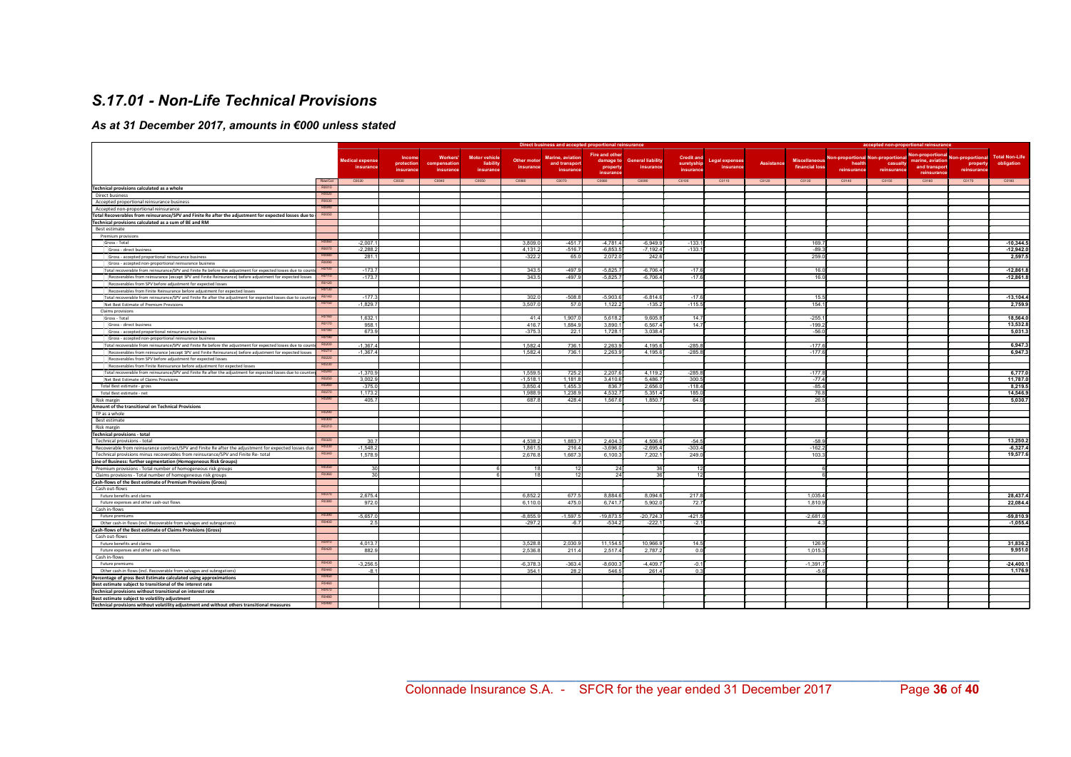# *S.17.01 - Non-Life Technical Provisions*

## *As at 31 December 2017, amounts in €000 unless stated*

| | | Direct business and accepted proportional reinsurance | | | | | | | | | | | | accepted non-proportional reinsurance | | | | |
|---|---|---|---|---|---|---|---|---|---|---|---|---|---|---|---|---|---|---|
| | | Medical expense insurance | Income protection insurance | Workers' compensation insurance | Motor vehicle liability insurance | Other motor insurance | Marine, aviation and transport insurance | Fire and other damage to property insurance | General liability insurance | Credit and suretyship insurance | Legal expenses insurance | Assistance | Miscellaneous financial loss | Non-proportional health reinsurance | Non-proportional casualty reinsurance | Non-proportional marine, aviation and transport reinsurance | Non-proportional property reinsurance | Total Non-Life obligation |
| | Row/Col | C0020 | C0030 | C0040 | C0050 | C0060 | C0070 | C0080 | C0090 | C0100 | C0110 | C0120 | C0130 | C0140 | C0150 | C0160 | C0170 | C0180 |
| **Technical provisions calculated as a whole** | R0010 | | | | | | | | | | | | | | | | | |
| Direct business | R0020 | | | | | | | | | | | | | | | | | |
| Accepted proportional reinsurance business | R0030 | | | | | | | | | | | | | | | | | |
| Accepted non-proportional reinsurance | R0040 | | | | | | | | | | | | | | | | | |
| **Total Recoverables from reinsurance/SPV and Finite Re after the adjustment for expected losses due to** | R0050 | | | | | | | | | | | | | | | | | |
| **Technical provisions calculated as a sum of BE and RM** | | | | | | | | | | | | | | | | | | |
| Best estimate | | | | | | | | | | | | | | | | | | |
| Premium provisions | | | | | | | | | | | | | | | | | | |
| Gross - Total | R0060 | -2,007.1 | | | | 3,809.0 | -451.7 | -4,781.4 | -6,949.9 | -133.1 | | | 169.7 | | | | | -10,344.5 |
| Gross - direct business | R0070 | -2,288.2 | | | | 4,131.2 | -516.7 | -6,853.5 | -7,192.4 | -133.1 | | | -89.3 | | | | | -12,942.0 |
| Gross - accepted proportional reinsurance business | R0080 | 281.1 | | | | -322.2 | 65.0 | 2,072.0 | 242.6 | | | | 259.0 | | | | | 2,597.5 |
| Gross - accepted non-proportional reinsurance business | R0090 | | | | | | | | | | | | | | | | | |
| Total recoverable from reinsurance/SPV and Finite Re before the adjustment for expected losses due to counte | R0100 | -173.7 | | | | 343.5 | -497.9 | -5,825.7 | -6,706.4 | -17.6 | | | 16.0 | | | | | -12,861.8 |
| Recoverables from reinsurance (except SPV and Finite Reinsurance) before adjustment for expected losses | R0110 | -173.7 | | | | 343.5 | -497.9 | -5,825.7 | -6,706.4 | -17.6 | | | 16.0 | | | | | -12,861.8 |
| Recoverables from SPV before adjustment for expected losses | R0120 | | | | | | | | | | | | | | | | | |
| Recoverables from Finite Reinsurance before adjustment for expected losses | R0130 | | | | | | | | | | | | | | | | | |
| Total recoverable from reinsurance/SPV and Finite Re after the adjustment for expected losses due to counter | R0140 | -177.3 | | | | 302.0 | -508.8 | -5,903.6 | -6,814.6 | -17.6 | | | 15.5 | | | | | -13,104.4 |
| Net Best Estimate of Premium Provisions | R0150 | -1,829.7 | | | | 3,507.0 | 57.0 | 1,122.2 | -135.2 | -115.5 | | | 154.1 | | | | | 2,759.9 |
| Claims provisions | | | | | | | | | | | | | | | | | | |
| Gross - Total | R0160 | 1,632.1 | | | | 41.4 | 1,907.0 | 5,618.2 | 9,605.8 | 14.7 | | | -255.1 | | | | | 18,564.0 |
| Gross - direct business | R0170 | 958.1 | | | | 416.7 | 1,884.9 | 3,890.1 | 6,567.4 | 14.7 | | | -199.2 | | | | | 13,532.8 |
| Gross - accepted proportional reinsurance business | R0180 | 673.9 | | | | -375.3 | 22.1 | 1,728.1 | 3,038.4 | | | | -56.0 | | | | | 5,031.3 |
| Gross - accepted non-proportional reinsurance business | R0190 | | | | | | | | | | | | | | | | | |
| Total recoverable from reinsurance/SPV and Finite Re before the adjustment for expected losses due to counte | R0200 | -1,367.4 | | | | 1,582.4 | 736.1 | 2,263.9 | 4,195.6 | -285.8 | | | -177.6 | | | | | 6,947.3 |
| Recoverables from reinsurance (except SPV and Finite Reinsurance) before adjustment for expected losses | R0210 | -1,367.4 | | | | 1,582.4 | 736.1 | 2,263.9 | 4,195.6 | -285.8 | | | -177.6 | | | | | 6,947.3 |
| Recoverables from SPV before adjustment for expected losses | R0220 | | | | | | | | | | | | | | | | | |
| Recoverables from Finite Reinsurance before adjustment for expected losses | R0230 | | | | | | | | | | | | | | | | | |
| Total recoverable from reinsurance/SPV and Finite Re after the adjustment for expected losses due to counter | R0240 | -1,370.9 | | | | 1,559.5 | 725.2 | 2,207.6 | 4,119.2 | -285.8 | | | -177.6 | | | | | 6,777.0 |
| Net Best Estimate of Claims Provisions | R0250 | 3,002.9 | | | | -1,518.1 | 1,181.8 | 3,410.6 | 5,486.7 | 300.5 | | | -77.4 | | | | | 11,787.0 |
| Total Best estimate - gross | R0260 | -375.0 | | | | 3,850.4 | 1,455.3 | 836.7 | 2,656.0 | -118.4 | | | -85.4 | | | | | 8,219.5 |
| Total Best estimate - net | R0270 | 1,173.2 | | | | 1,988.9 | 1,238.9 | 4,532.7 | 5,351.4 | 185.0 | | | 76.8 | | | | | 14,546.9 |
| Risk margin | R0280 | 405.7 | | | | 687.8 | 428.4 | 1,567.6 | 1,850.7 | 64.0 | | | 26.5 | | | | | 5,030.7 |
| **Amount of the transitional on Technical Provisions** | | | | | | | | | | | | | | | | | | |
| TP as a whole | R0290 | | | | | | | | | | | | | | | | | |
| Best estimate | R0300 | | | | | | | | | | | | | | | | | |
| Risk margin | R0310 | | | | | | | | | | | | | | | | | |
| **Technical provisions - total** | | | | | | | | | | | | | | | | | | |
| Technical provisions - total | R0320 | 30.7 | | | | 4,538.2 | 1,883.7 | 2,404.3 | 4,506.6 | -54.5 | | | -58.9 | | | | | 13,250.2 |
| Recoverable from reinsurance contract/SPV and Finite Re after the adjustment for expected losses due | R0330 | -1,548.2 | | | | 1,861.5 | 216.4 | -3,696.0 | -2,695.4 | -303.4 | | | -162.2 | | | | | -6,327.4 |
| Technical provisions minus recoverables from reinsurance/SPV and Finite Re- total | R0340 | 1,578.9 | | | | 2,676.8 | 1,667.3 | 6,100.3 | 7,202.1 | 249.0 | | | 103.3 | | | | | 19,577.6 |
| **Line of Business: further segmentation (Homogeneous Risk Groups)** | | | | | | | | | | | | | | | | | | |
| Premium provisions - Total number of homogeneous risk groups | R0350 | 30 | | | 6 | 18 | 12 | 24 | 36 | 12 | | | 6 | | | | | |
| Claims provisions - Total number of homogeneous risk groups | R0360 | 30 | | | 6 | 18 | 12 | 24 | 36 | 12 | | | 6 | | | | | |
| **Cash-flows of the Best estimate of Premium Provisions (Gross)** | | | | | | | | | | | | | | | | | | |
| Cash out-flows | | | | | | | | | | | | | | | | | | |
| Future benefits and claims | R0370 | 2,675.4 | | | | 6,852.2 | 677.5 | 8,884.6 | 8,094.6 | 217.8 | | | 1,035.4 | | | | | 28,437.4 |
| Future expenses and other cash-out flows | R0380 | 972.0 | | | | 6,110.0 | 475.0 | 6,741.7 | 5,902.0 | 72.7 | | | 1,810.9 | | | | | 22,084.4 |
| Cash in-flows | | | | | | | | | | | | | | | | | | |
| Future premiums | R0390 | -5,657.0 | | | | -8,855.9 | -1,597.5 | -19,873.5 | -20,724.3 | -421.5 | | | -2,681.0 | | | | | -59,810.9 |
| Other cash-in flows (incl. Recoverable from salvages and subrogations) | R0400 | 2.5 | | | | -297.2 | -6.7 | -534.2 | -222.1 | -2.1 | | | 4.3 | | | | | -1,055.4 |
| **Cash-flows of the Best estimate of Claims Provisions (Gross)** | | | | | | | | | | | | | | | | | | |
| Cash out-flows | | | | | | | | | | | | | | | | | | |
| Future benefits and claims | R0410 | 4,013.7 | | | | 3,528.8 | 2,030.9 | 11,154.5 | 10,966.9 | 14.5 | | | 126.9 | | | | | 31,836.2 |
| Future expenses and other cash-out flows | R0420 | 882.9 | | | | 2,536.8 | 211.4 | 2,517.4 | 2,787.2 | 0.0 | | | 1,015.3 | | | | | 9,951.0 |
| Cash in-flows | | | | | | | | | | | | | | | | | | |
| Future premiums | R0430 | -3,256.5 | | | | -6,378.3 | -363.4 | -8,600.3 | -4,409.7 | -0.1 | | | -1,391.7 | | | | | -24,400.1 |
| Other cash-in flows (incl. Recoverable from salvages and subrogations) | R0440 | -8.1 | | | | 354.1 | 28.2 | 546.5 | 261.4 | 0.3 | | | -5.6 | | | | | 1,176.9 |
| **Percentage of gross Best Estimate calculated using approximations** | R0450 | | | | | | | | | | | | | | | | | |
| **Best estimate subject to transitional of the interest rate** | R0460 | | | | | | | | | | | | | | | | | |
| **Technical provisions without transitional on interest rate** | R0470 | | | | | | | | | | | | | | | | | |
| **Best estimate subject to volatility adjustment** | R0480 | | | | | | | | | | | | | | | | | |
| **Technical provisions without volatility adjustment and without others transitional measures** | R0490 | | | | | | | | | | | | | | | | | |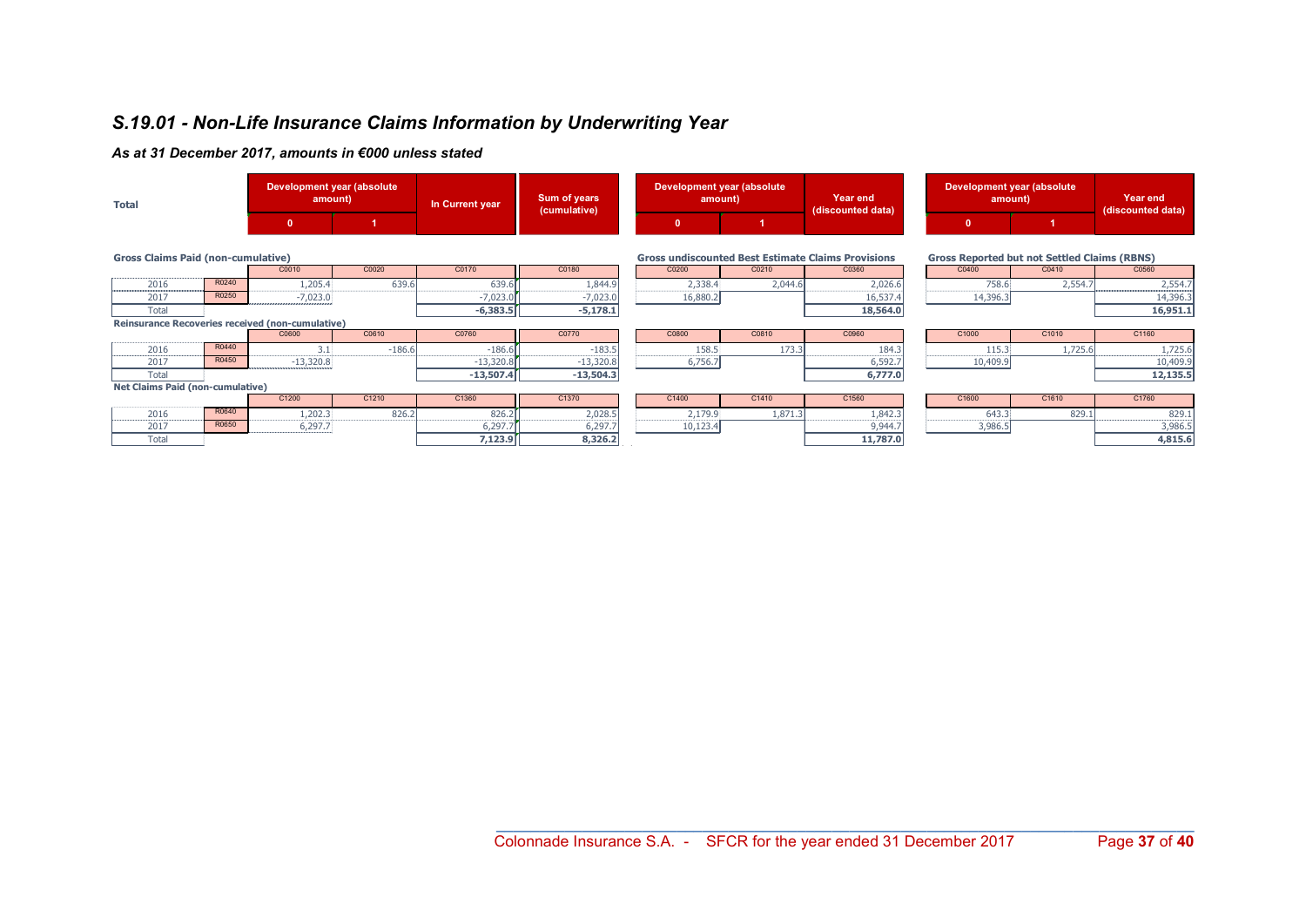# S.19.01 - Non-Life Insurance Claims Information by Underwriting Year

*As at 31 December 2017, amounts in €000 unless stated*

**Total**

### Gross Claims Paid (non-cumulative)

| | | Development year (absolute amount) 0 | Development year (absolute amount) 1 | In Current year | Sum of years (cumulative) |
|---|---|---|---|---|---|
| | | C0010 | C0020 | C0170 | C0180 |
| 2016 | R0240 | 1,205.4 | 639.6 | 639.6 | 1,844.9 |
| 2017 | R0250 | -7,023.0 | | -7,023.0 | -7,023.0 |
| Total | | | | **-6,383.5** | **-5,178.1** |

### Gross undiscounted Best Estimate Claims Provisions

| | | Development year (absolute amount) 0 | Development year (absolute amount) 1 | Year end (discounted data) |
|---|---|---|---|---|
| | | C0200 | C0210 | C0360 |
| 2016 | R0240 | 2,338.4 | 2,044.6 | 2,026.6 |
| 2017 | R0250 | 16,880.2 | | 16,537.4 |
| Total | | | | **18,564.0** |

### Gross Reported but not Settled Claims (RBNS)

| | | Development year (absolute amount) 0 | Development year (absolute amount) 1 | Year end (discounted data) |
|---|---|---|---|---|
| | | C0400 | C0410 | C0560 |
| 2016 | R0240 | 758.6 | 2,554.7 | 2,554.7 |
| 2017 | R0250 | 14,396.3 | | 14,396.3 |
| Total | | | | **16,951.1** |

### Reinsurance Recoveries received (non-cumulative)

| | | Development year (absolute amount) 0 | Development year (absolute amount) 1 | In Current year | Sum of years (cumulative) |
|---|---|---|---|---|---|
| | | C0600 | C0610 | C0760 | C0770 |
| 2016 | R0440 | 3.1 | -186.6 | -186.6 | -183.5 |
| 2017 | R0450 | -13,320.8 | | -13,320.8 | -13,320.8 |
| Total | | | | **-13,507.4** | **-13,504.3** |

| | | Development year (absolute amount) 0 | Development year (absolute amount) 1 | Year end (discounted data) |
|---|---|---|---|---|
| | | C0800 | C0810 | C0960 |
| 2016 | R0440 | 158.5 | 173.3 | 184.3 |
| 2017 | R0450 | 6,756.7 | | 6,592.7 |
| Total | | | | **6,777.0** |

| | | Development year (absolute amount) 0 | Development year (absolute amount) 1 | Year end (discounted data) |
|---|---|---|---|---|
| | | C1000 | C1010 | C1160 |
| 2016 | R0440 | 115.3 | 1,725.6 | 1,725.6 |
| 2017 | R0450 | 10,409.9 | | 10,409.9 |
| Total | | | | **12,135.5** |

### Net Claims Paid (non-cumulative)

| | | Development year (absolute amount) 0 | Development year (absolute amount) 1 | In Current year | Sum of years (cumulative) |
|---|---|---|---|---|---|
| | | C1200 | C1210 | C1360 | C1370 |
| 2016 | R0640 | 1,202.3 | 826.2 | 826.2 | 2,028.5 |
| 2017 | R0650 | 6,297.7 | | 6,297.7 | 6,297.7 |
| Total | | | | **7,123.9** | **8,326.2** |

| | | Development year (absolute amount) 0 | Development year (absolute amount) 1 | Year end (discounted data) |
|---|---|---|---|---|
| | | C1400 | C1410 | C1560 |
| 2016 | R0640 | 2,179.9 | 1,871.3 | 1,842.3 |
| 2017 | R0650 | 10,123.4 | | 9,944.7 |
| Total | | | | **11,787.0** |

| | | Development year (absolute amount) 0 | Development year (absolute amount) 1 | Year end (discounted data) |
|---|---|---|---|---|
| | | C1600 | C1610 | C1760 |
| 2016 | R0640 | 643.3 | 829.1 | 829.1 |
| 2017 | R0650 | 3,986.5 | | 3,986.5 |
| Total | | | | **4,815.6** |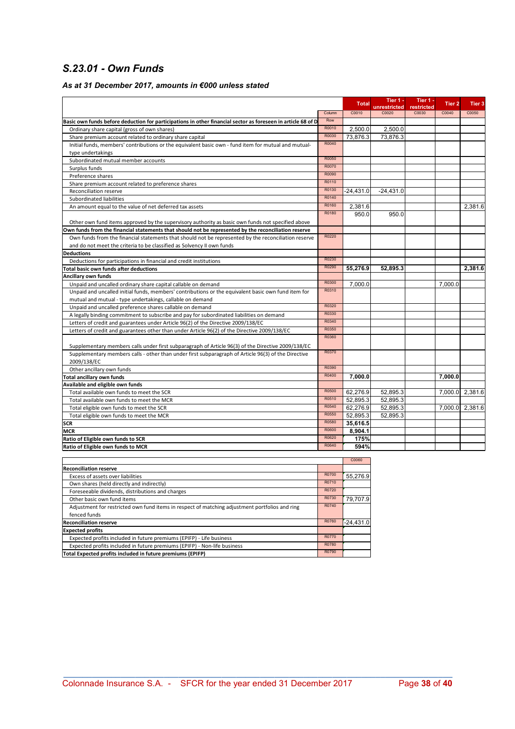## S.23.01 - Own Funds

### As at 31 December 2017, amounts in €000 unless stated

| | | Total | Tier 1 - unrestricted | Tier 1 - restricted | Tier 2 | Tier 3 |
|---|---|---|---|---|---|---|
| | Column | C0010 | C0020 | C0030 | C0040 | C0050 |
| **Basic own funds before deduction for participations in other financial sector as foreseen in article 68 of D** | Row | | | | | |
| Ordinary share capital (gross of own shares) | R0010 | 2,500.0 | 2,500.0 | | | |
| Share premium account related to ordinary share capital | R0030 | 73,876.3 | 73,876.3 | | | |
| Initial funds, members' contributions or the equivalent basic own - fund item for mutual and mutual-type undertakings | R0040 | | | | | |
| Subordinated mutual member accounts | R0050 | | | | | |
| Surplus funds | R0070 | | | | | |
| Preference shares | R0090 | | | | | |
| Share premium account related to preference shares | R0110 | | | | | |
| Reconciliation reserve | R0130 | -24,431.0 | -24,431.0 | | | |
| Subordinated liabilities | R0140 | | | | | |
| An amount equal to the value of net deferred tax assets | R0160 | 2,381.6 | | | | 2,381.6 |
| Other own fund items approved by the supervisory authority as basic own funds not specified above | R0180 | 950.0 | 950.0 | | | |
| **Own funds from the financial statements that should not be represented by the reconciliation reserve** | | | | | | |
| Own funds from the financial statements that should not be represented by the reconciliation reserve and do not meet the criteria to be classified as Solvency II own funds | R0220 | | | | | |
| **Deductions** | | | | | | |
| Deductions for participations in financial and credit institutions | R0230 | | | | | |
| **Total basic own funds after deductions** | R0290 | **55,276.9** | **52,895.3** | | | **2,381.6** |
| **Ancillary own funds** | | | | | | |
| Unpaid and uncalled ordinary share capital callable on demand | R0300 | 7,000.0 | | | 7,000.0 | |
| Unpaid and uncalled initial funds, members' contributions or the equivalent basic own fund item for mutual and mutual - type undertakings, callable on demand | R0310 | | | | | |
| Unpaid and uncalled preference shares callable on demand | R0320 | | | | | |
| A legally binding commitment to subscribe and pay for subordinated liabilities on demand | R0330 | | | | | |
| Letters of credit and guarantees under Article 96(2) of the Directive 2009/138/EC | R0340 | | | | | |
| Letters of credit and guarantees other than under Article 96(2) of the Directive 2009/138/EC | R0350 | | | | | |
| Supplementary members calls under first subparagraph of Article 96(3) of the Directive 2009/138/EC | R0360 | | | | | |
| Supplementary members calls - other than under first subparagraph of Article 96(3) of the Directive 2009/138/EC | R0370 | | | | | |
| Other ancillary own funds | R0390 | | | | | |
| **Total ancillary own funds** | R0400 | **7,000.0** | | | **7,000.0** | |
| **Available and eligible own funds** | | | | | | |
| Total available own funds to meet the SCR | R0500 | 62,276.9 | 52,895.3 | | 7,000.0 | 2,381.6 |
| Total available own funds to meet the MCR | R0510 | 52,895.3 | 52,895.3 | | | |
| Total eligible own funds to meet the SCR | R0540 | 62,276.9 | 52,895.3 | | 7,000.0 | 2,381.6 |
| Total eligible own funds to meet the MCR | R0550 | 52,895.3 | 52,895.3 | | | |
| **SCR** | R0580 | **35,616.5** | | | | |
| **MCR** | R0600 | **8,904.1** | | | | |
| **Ratio of Eligible own funds to SCR** | R0620 | **175%** | | | | |
| **Ratio of Eligible own funds to MCR** | R0640 | **594%** | | | | |

| | | C0060 |
|---|---|---|
| **Reconciliation reserve** | | |
| Excess of assets over liabilities | R0700 | 55,276.9 |
| Own shares (held directly and indirectly) | R0710 | |
| Foreseeable dividends, distributions and charges | R0720 | |
| Other basic own fund items | R0730 | 79,707.9 |
| Adjustment for restricted own fund items in respect of matching adjustment portfolios and ring fenced funds | R0740 | |
| **Reconciliation reserve** | R0760 | -24,431.0 |
| **Expected profits** | | |
| Expected profits included in future premiums (EPIFP) - Life business | R0770 | |
| Expected profits included in future premiums (EPIFP) - Non-life business | R0780 | |
| **Total Expected profits included in future premiums (EPIFP)** | R0790 | |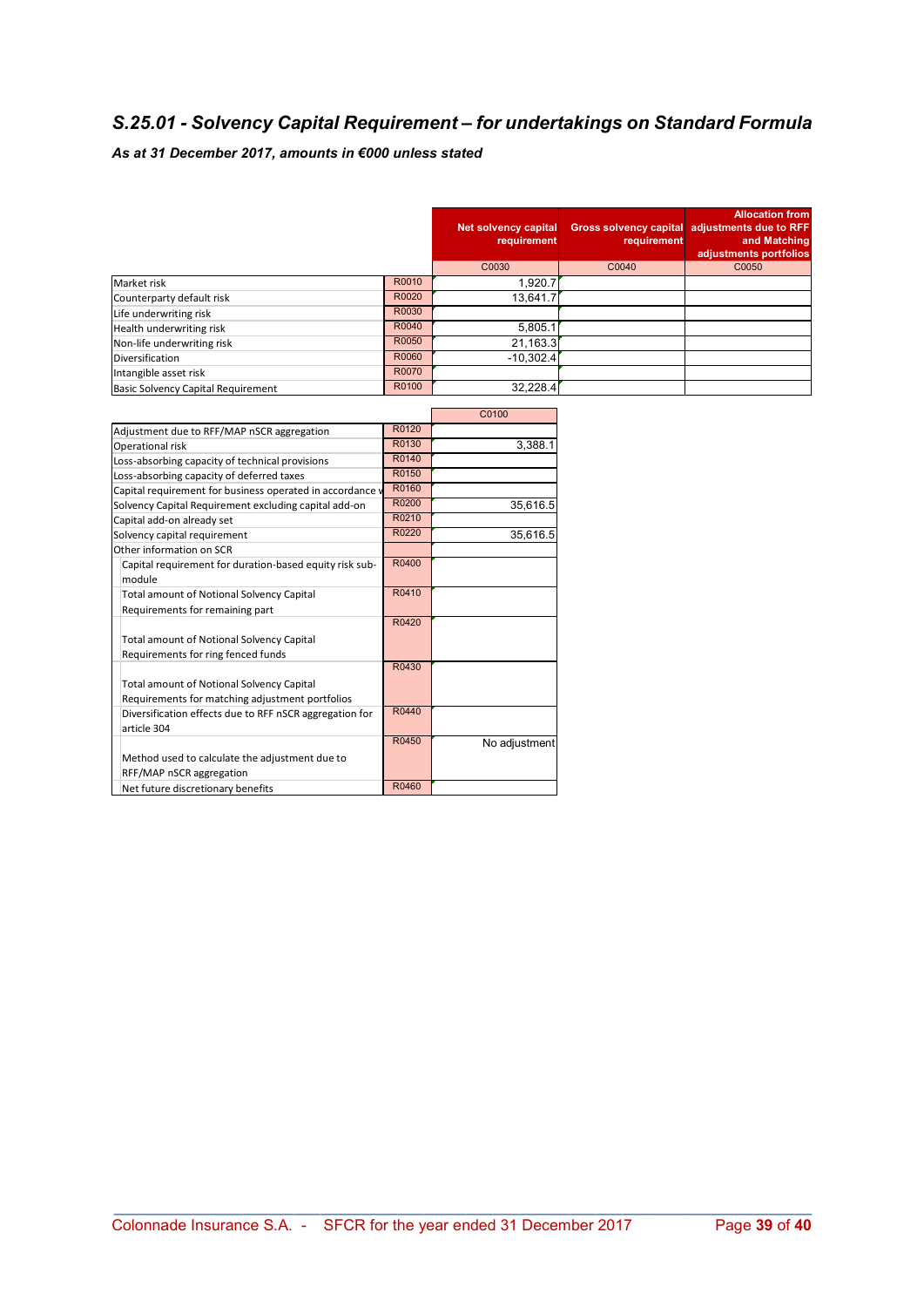## *S.25.01 - Solvency Capital Requirement – for undertakings on Standard Formula*

***As at 31 December 2017, amounts in €000 unless stated***

| | | Net solvency capital requirement | Gross solvency capital requirement | Allocation from adjustments due to RFF and Matching adjustments portfolios |
|---|---|---|---|---|
| | | C0030 | C0040 | C0050 |
| Market risk | R0010 | 1,920.7 | | |
| Counterparty default risk | R0020 | 13,641.7 | | |
| Life underwriting risk | R0030 | | | |
| Health underwriting risk | R0040 | 5,805.1 | | |
| Non-life underwriting risk | R0050 | 21,163.3 | | |
| Diversification | R0060 | -10,302.4 | | |
| Intangible asset risk | R0070 | | | |
| Basic Solvency Capital Requirement | R0100 | 32,228.4 | | |

| | | C0100 |
|---|---|---|
| Adjustment due to RFF/MAP nSCR aggregation | R0120 | |
| Operational risk | R0130 | 3,388.1 |
| Loss-absorbing capacity of technical provisions | R0140 | |
| Loss-absorbing capacity of deferred taxes | R0150 | |
| Capital requirement for business operated in accordance w | R0160 | |
| Solvency Capital Requirement excluding capital add-on | R0200 | 35,616.5 |
| Capital add-on already set | R0210 | |
| Solvency capital requirement | R0220 | 35,616.5 |
| Other information on SCR | | |
| Capital requirement for duration-based equity risk sub-module | R0400 | |
| Total amount of Notional Solvency Capital Requirements for remaining part | R0410 | |
| Total amount of Notional Solvency Capital Requirements for ring fenced funds | R0420 | |
| Total amount of Notional Solvency Capital Requirements for matching adjustment portfolios | R0430 | |
| Diversification effects due to RFF nSCR aggregation for article 304 | R0440 | |
| Method used to calculate the adjustment due to RFF/MAP nSCR aggregation | R0450 | No adjustment |
| Net future discretionary benefits | R0460 | |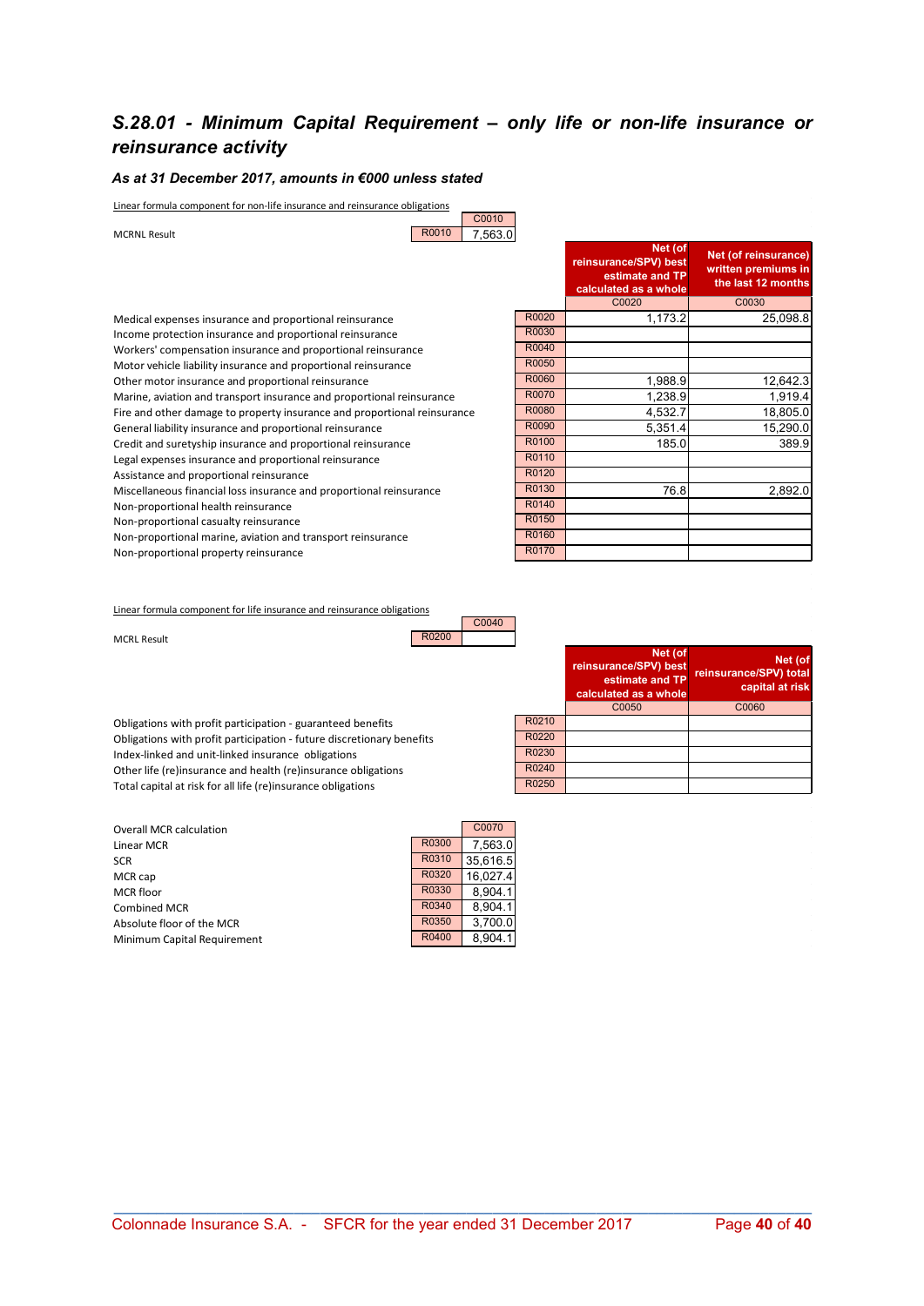## *S.28.01 - Minimum Capital Requirement – only life or non-life insurance or reinsurance activity*

***As at 31 December 2017, amounts in €000 unless stated***

Linear formula component for non-life insurance and reinsurance obligations

| | | C0010 |
|---|---|---|
| MCRNL Result | R0010 | 7,563.0 |

| | | Net (of reinsurance/SPV) best estimate and TP calculated as a whole | Net (of reinsurance) written premiums in the last 12 months |
|---|---|---|---|
| | | C0020 | C0030 |
| Medical expenses insurance and proportional reinsurance | R0020 | 1,173.2 | 25,098.8 |
| Income protection insurance and proportional reinsurance | R0030 | | |
| Workers' compensation insurance and proportional reinsurance | R0040 | | |
| Motor vehicle liability insurance and proportional reinsurance | R0050 | | |
| Other motor insurance and proportional reinsurance | R0060 | 1,988.9 | 12,642.3 |
| Marine, aviation and transport insurance and proportional reinsurance | R0070 | 1,238.9 | 1,919.4 |
| Fire and other damage to property insurance and proportional reinsurance | R0080 | 4,532.7 | 18,805.0 |
| General liability insurance and proportional reinsurance | R0090 | 5,351.4 | 15,290.0 |
| Credit and suretyship insurance and proportional reinsurance | R0100 | 185.0 | 389.9 |
| Legal expenses insurance and proportional reinsurance | R0110 | | |
| Assistance and proportional reinsurance | R0120 | | |
| Miscellaneous financial loss insurance and proportional reinsurance | R0130 | 76.8 | 2,892.0 |
| Non-proportional health reinsurance | R0140 | | |
| Non-proportional casualty reinsurance | R0150 | | |
| Non-proportional marine, aviation and transport reinsurance | R0160 | | |
| Non-proportional property reinsurance | R0170 | | |

Linear formula component for life insurance and reinsurance obligations

| | | C0040 |
|---|---|---|
| MCRL Result | R0200 | |

| | | Net (of reinsurance/SPV) best estimate and TP calculated as a whole | Net (of reinsurance/SPV) total capital at risk |
|---|---|---|---|
| | | C0050 | C0060 |
| Obligations with profit participation - guaranteed benefits | R0210 | | |
| Obligations with profit participation - future discretionary benefits | R0220 | | |
| Index-linked and unit-linked insurance obligations | R0230 | | |
| Other life (re)insurance and health (re)insurance obligations | R0240 | | |
| Total capital at risk for all life (re)insurance obligations | R0250 | | |

| Overall MCR calculation | | C0070 |
|---|---|---|
| Linear MCR | R0300 | 7,563.0 |
| SCR | R0310 | 35,616.5 |
| MCR cap | R0320 | 16,027.4 |
| MCR floor | R0330 | 8,904.1 |
| Combined MCR | R0340 | 8,904.1 |
| Absolute floor of the MCR | R0350 | 3,700.0 |
| Minimum Capital Requirement | R0400 | 8,904.1 |